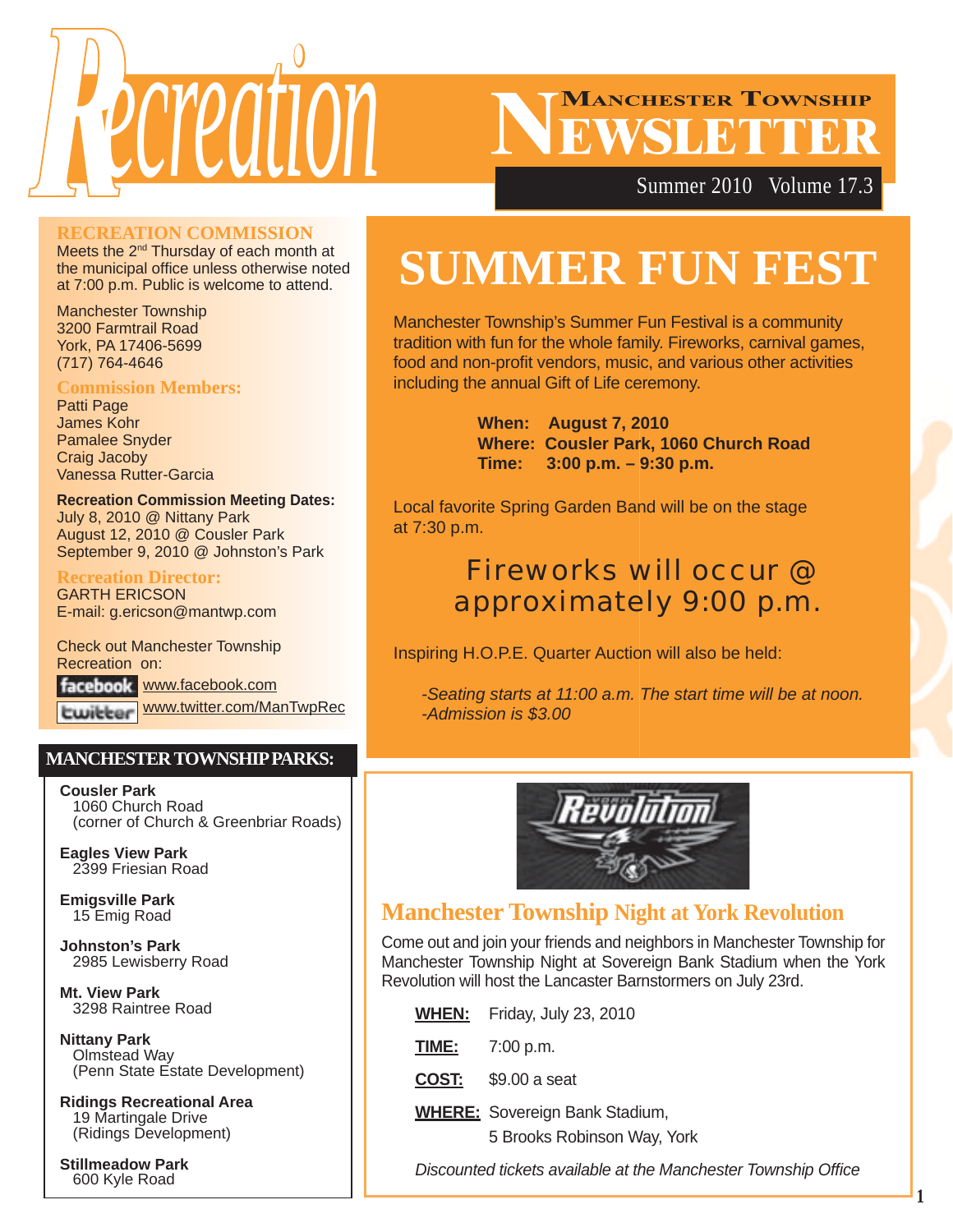# Recreation

## Manchester Township NEWSLETTER

Summer 2010 Volume 17.3

### RECREATION COMMISSION

Meets the 2nd Thursday of each month at the municipal office unless otherwise noted at 7:00 p.m. Public is welcome to attend.

Manchester Township
3200 Farmtrail Road
York, PA 17406-5699
(717) 764-4646

### Commission Members:

Patti Page
James Kohr
Pamalee Snyder
Craig Jacoby
Vanessa Rutter-Garcia

**Recreation Commission Meeting Dates:**
July 8, 2010 @ Nittany Park
August 12, 2010 @ Cousler Park
September 9, 2010 @ Johnston's Park

### Recreation Director:

GARTH ERICSON
E-mail: g.ericson@mantwp.com

Check out Manchester Township Recreation on:

facebook www.facebook.com
twitter www.twitter.com/ManTwpRec

### MANCHESTER TOWNSHIP PARKS:

**Cousler Park**
1060 Church Road
(corner of Church & Greenbriar Roads)

**Eagles View Park**
2399 Friesian Road

**Emigsville Park**
15 Emig Road

**Johnston's Park**
2985 Lewisberry Road

**Mt. View Park**
3298 Raintree Road

**Nittany Park**
Olmstead Way
(Penn State Estate Development)

**Ridings Recreational Area**
19 Martingale Drive
(Ridings Development)

**Stillmeadow Park**
600 Kyle Road

# SUMMER FUN FEST

Manchester Township's Summer Fun Festival is a community tradition with fun for the whole family. Fireworks, carnival games, food and non-profit vendors, music, and various other activities including the annual Gift of Life ceremony.

**When: August 7, 2010**
**Where: Cousler Park, 1060 Church Road**
**Time: 3:00 p.m. – 9:30 p.m.**

Local favorite Spring Garden Band will be on the stage at 7:30 p.m.

Fireworks will occur @ approximately 9:00 p.m.

Inspiring H.O.P.E. Quarter Auction will also be held:

*-Seating starts at 11:00 a.m. The start time will be at noon.*
*-Admission is $3.00*

## Manchester Township Night at York Revolution

Come out and join your friends and neighbors in Manchester Township for Manchester Township Night at Sovereign Bank Stadium when the York Revolution will host the Lancaster Barnstormers on July 23rd.

**WHEN:** Friday, July 23, 2010

**TIME:** 7:00 p.m.

**COST:** $9.00 a seat

**WHERE:** Sovereign Bank Stadium,
5 Brooks Robinson Way, York

*Discounted tickets available at the Manchester Township Office*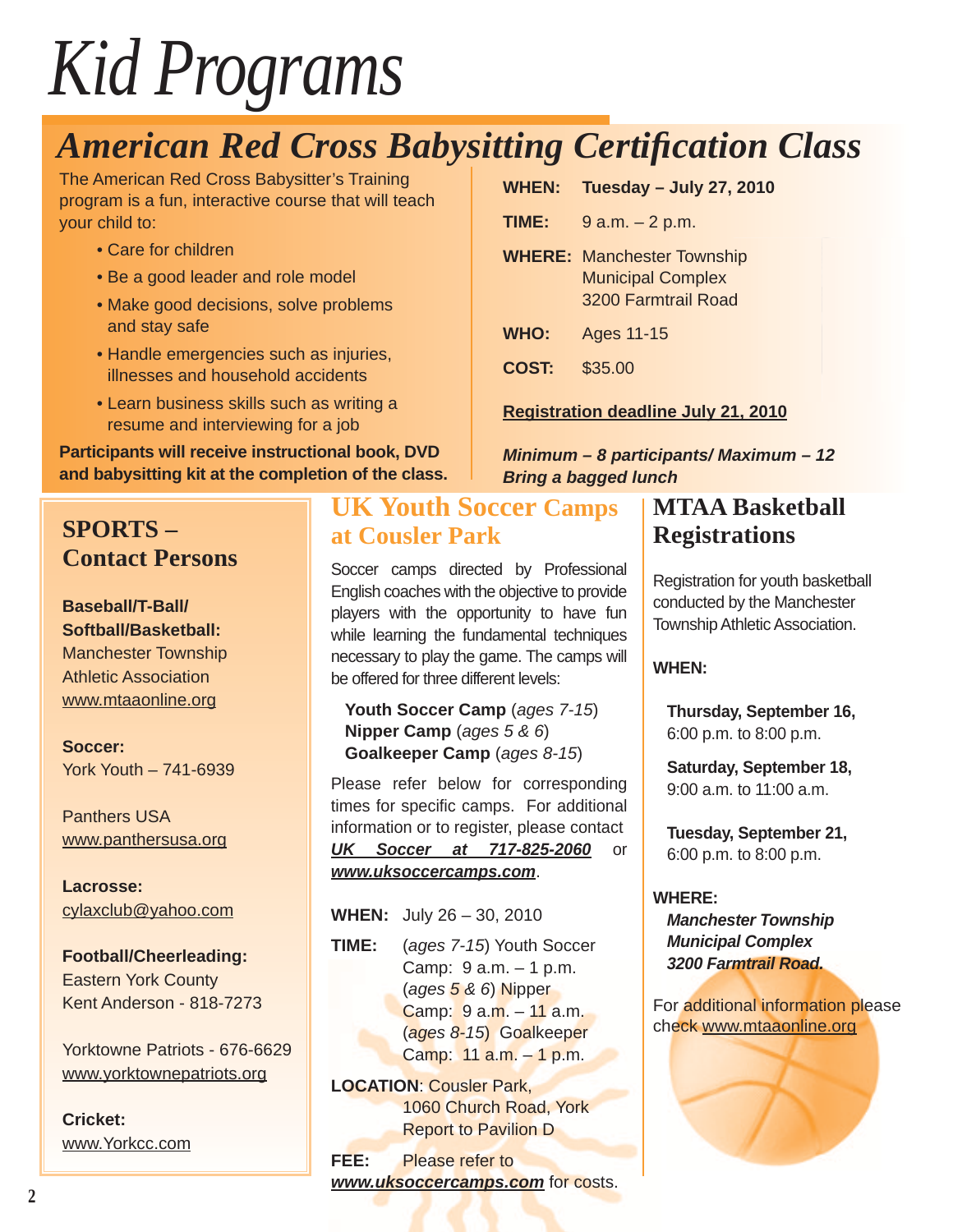# Kid Programs

## American Red Cross Babysitting Certification Class

The American Red Cross Babysitter's Training program is a fun, interactive course that will teach your child to:

- Care for children
- Be a good leader and role model
- Make good decisions, solve problems and stay safe
- Handle emergencies such as injuries, illnesses and household accidents
- Learn business skills such as writing a resume and interviewing for a job

**Participants will receive instructional book, DVD and babysitting kit at the completion of the class.**

**WHEN:** **Tuesday – July 27, 2010**

**TIME:** 9 a.m. – 2 p.m.

**WHERE:** Manchester Township Municipal Complex
3200 Farmtrail Road

**WHO:** Ages 11-15

**COST:** $35.00

**Registration deadline July 21, 2010**

***Minimum – 8 participants/ Maximum – 12***
***Bring a bagged lunch***

## SPORTS – Contact Persons

**Baseball/T-Ball/ Softball/Basketball:**
Manchester Township Athletic Association
www.mtaaonline.org

**Soccer:**
York Youth – 741-6939

Panthers USA
www.panthersusa.org

**Lacrosse:**
cylaxclub@yahoo.com

**Football/Cheerleading:**
Eastern York County
Kent Anderson - 818-7273

Yorktowne Patriots - 676-6629
www.yorktownepatriots.org

**Cricket:**
www.Yorkcc.com

## UK Youth Soccer Camps at Cousler Park

Soccer camps directed by Professional English coaches with the objective to provide players with the opportunity to have fun while learning the fundamental techniques necessary to play the game. The camps will be offered for three different levels:

**Youth Soccer Camp** (*ages 7-15*)
**Nipper Camp** (*ages 5 & 6*)
**Goalkeeper Camp** (*ages 8-15*)

Please refer below for corresponding times for specific camps. For additional information or to register, please contact ***UK Soccer at 717-825-2060*** or ***www.uksoccercamps.com***.

**WHEN:** July 26 – 30, 2010

**TIME:** (*ages 7-15*) Youth Soccer Camp: 9 a.m. – 1 p.m.
(*ages 5 & 6*) Nipper Camp: 9 a.m. – 11 a.m.
(*ages 8-15*) Goalkeeper Camp: 11 a.m. – 1 p.m.

**LOCATION**: Cousler Park, 1060 Church Road, York
Report to Pavilion D

**FEE:** Please refer to ***www.uksoccercamps.com*** for costs.

## MTAA Basketball Registrations

Registration for youth basketball conducted by the Manchester Township Athletic Association.

**WHEN:**

**Thursday, September 16,**
6:00 p.m. to 8:00 p.m.

**Saturday, September 18,**
9:00 a.m. to 11:00 a.m.

**Tuesday, September 21,**
6:00 p.m. to 8:00 p.m.

**WHERE:**
***Manchester Township Municipal Complex 3200 Farmtrail Road.***

For additional information please check www.mtaaonline.org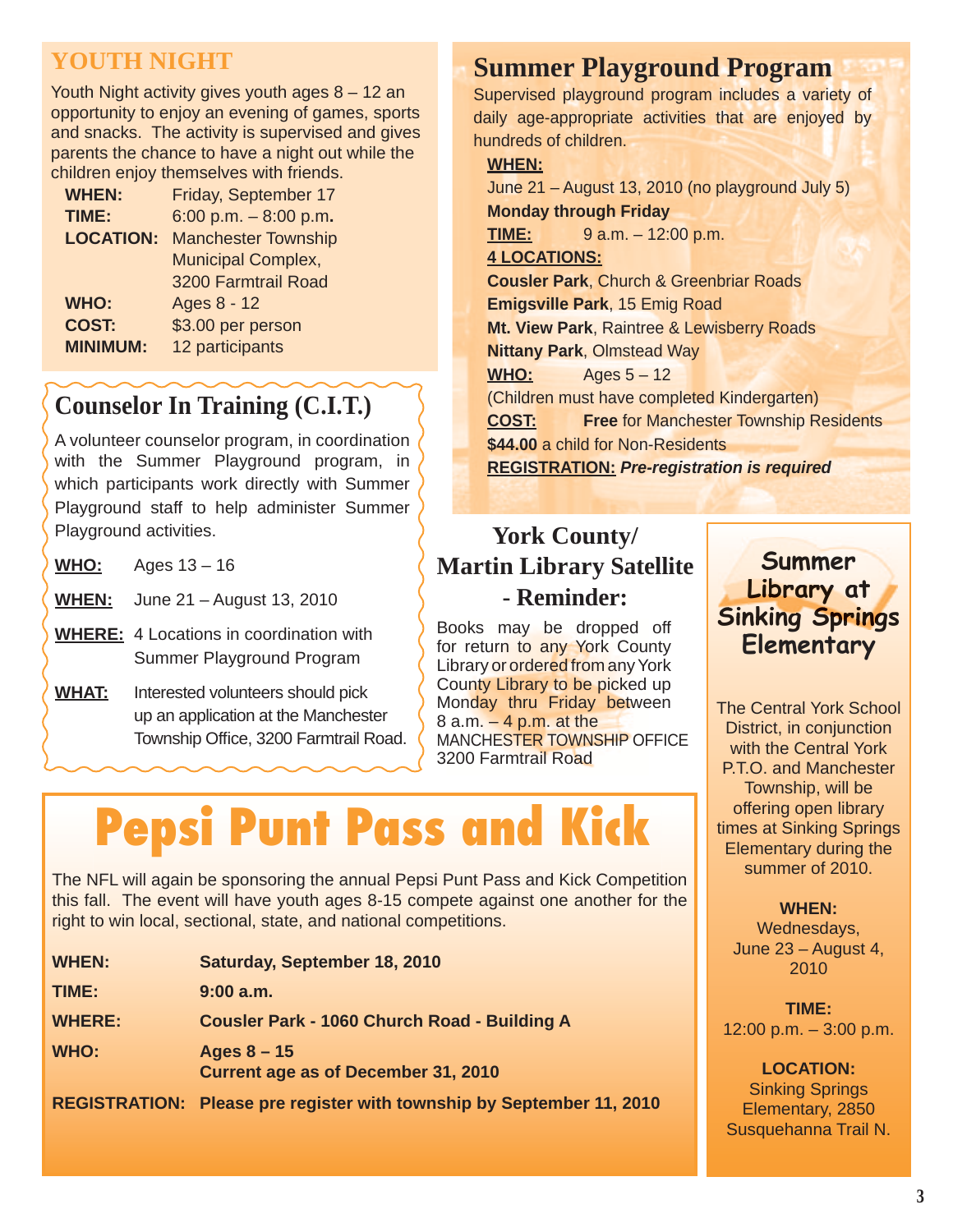## YOUTH NIGHT

Youth Night activity gives youth ages 8 – 12 an opportunity to enjoy an evening of games, sports and snacks. The activity is supervised and gives parents the chance to have a night out while the children enjoy themselves with friends.

**WHEN:** Friday, September 17
**TIME:** 6:00 p.m. – 8:00 p.m.
**LOCATION:** Manchester Township Municipal Complex, 3200 Farmtrail Road
**WHO:** Ages 8 - 12
**COST:** $3.00 per person
**MINIMUM:** 12 participants

## Counselor In Training (C.I.T.)

A volunteer counselor program, in coordination with the Summer Playground program, in which participants work directly with Summer Playground staff to help administer Summer Playground activities.

**WHO:** Ages 13 – 16

**WHEN:** June 21 – August 13, 2010

**WHERE:** 4 Locations in coordination with Summer Playground Program

**WHAT:** Interested volunteers should pick up an application at the Manchester Township Office, 3200 Farmtrail Road.

## Summer Playground Program

Supervised playground program includes a variety of daily age-appropriate activities that are enjoyed by hundreds of children.

**WHEN:**
June 21 – August 13, 2010 (no playground July 5)
**Monday through Friday**
**TIME:** 9 a.m. – 12:00 p.m.
**4 LOCATIONS:**
**Cousler Park**, Church & Greenbriar Roads
**Emigsville Park**, 15 Emig Road
**Mt. View Park**, Raintree & Lewisberry Roads
**Nittany Park**, Olmstead Way
**WHO:** Ages 5 – 12
(Children must have completed Kindergarten)
**COST:** **Free** for Manchester Township Residents
**$44.00** a child for Non-Residents
**REGISTRATION:** ***Pre-registration is required***

## York County/ Martin Library Satellite - Reminder:

Books may be dropped off for return to any York County Library or ordered from any York County Library to be picked up Monday thru Friday between 8 a.m. – 4 p.m. at the MANCHESTER TOWNSHIP OFFICE 3200 Farmtrail Road

## Summer Library at Sinking Springs Elementary

The Central York School District, in conjunction with the Central York P.T.O. and Manchester Township, will be offering open library times at Sinking Springs Elementary during the summer of 2010.

**WHEN:**
Wednesdays, June 23 – August 4, 2010

**TIME:**
12:00 p.m. – 3:00 p.m.

**LOCATION:**
Sinking Springs Elementary, 2850 Susquehanna Trail N.

# Pepsi Punt Pass and Kick

The NFL will again be sponsoring the annual Pepsi Punt Pass and Kick Competition this fall. The event will have youth ages 8-15 compete against one another for the right to win local, sectional, state, and national competitions.

**WHEN:** **Saturday, September 18, 2010**

**TIME:** **9:00 a.m.**

**WHERE:** **Cousler Park - 1060 Church Road - Building A**

**WHO:** **Ages 8 – 15**
**Current age as of December 31, 2010**

**REGISTRATION:** **Please pre register with township by September 11, 2010**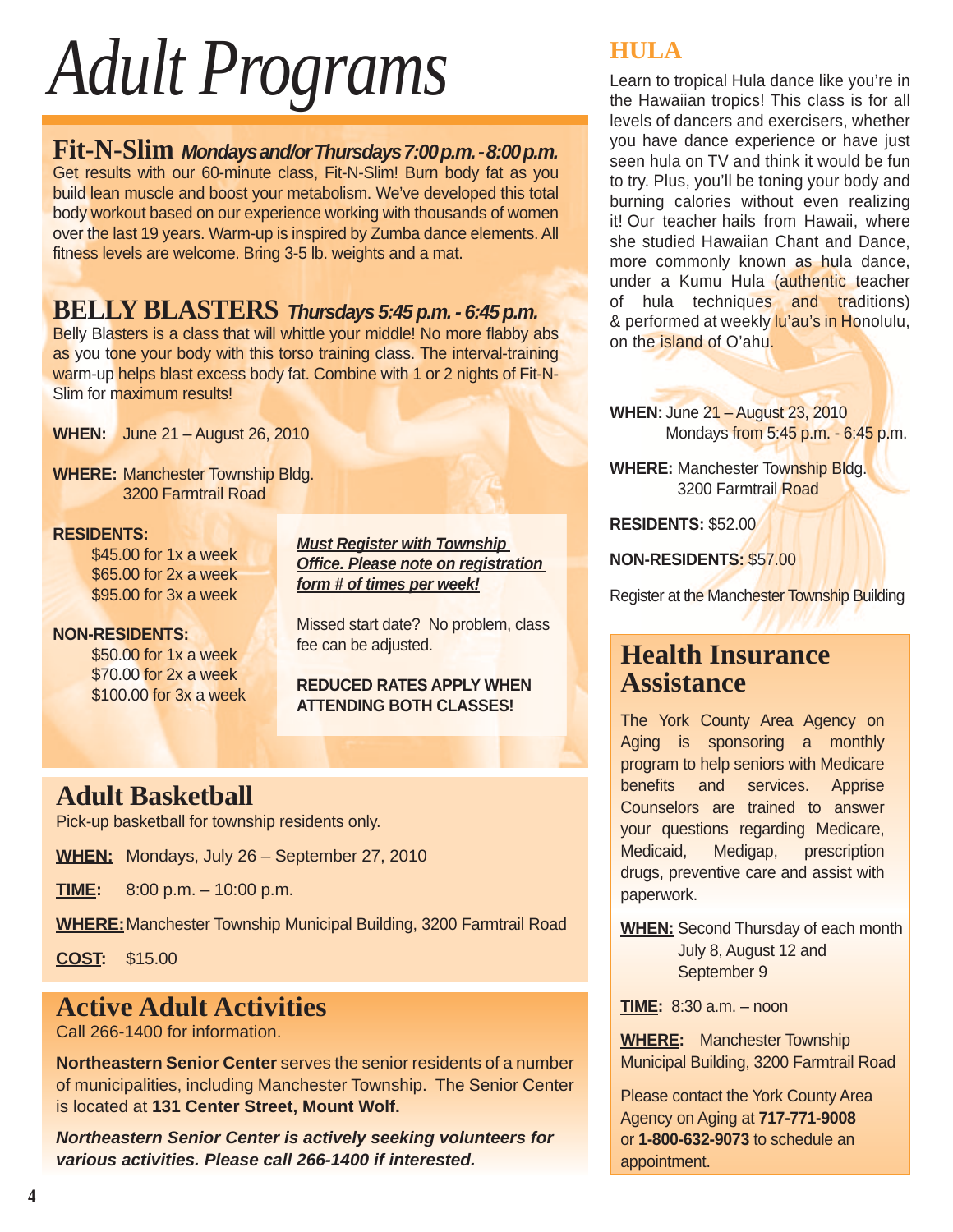# Adult Programs

## Fit-N-Slim *Mondays and/or Thursdays 7:00 p.m. - 8:00 p.m.*

Get results with our 60-minute class, Fit-N-Slim! Burn body fat as you build lean muscle and boost your metabolism. We've developed this total body workout based on our experience working with thousands of women over the last 19 years. Warm-up is inspired by Zumba dance elements. All fitness levels are welcome. Bring 3-5 lb. weights and a mat.

## BELLY BLASTERS *Thursdays 5:45 p.m. - 6:45 p.m.*

Belly Blasters is a class that will whittle your middle! No more flabby abs as you tone your body with this torso training class. The interval-training warm-up helps blast excess body fat. Combine with 1 or 2 nights of Fit-N-Slim for maximum results!

**WHEN:** June 21 – August 26, 2010

**WHERE:** Manchester Township Bldg.
3200 Farmtrail Road

**RESIDENTS:**
$45.00 for 1x a week
$65.00 for 2x a week
$95.00 for 3x a week

**NON-RESIDENTS:**
$50.00 for 1x a week
$70.00 for 2x a week
$100.00 for 3x a week

***Must Register with Township Office. Please note on registration form # of times per week!***

Missed start date? No problem, class fee can be adjusted.

**REDUCED RATES APPLY WHEN ATTENDING BOTH CLASSES!**

## HULA

Learn to tropical Hula dance like you're in the Hawaiian tropics! This class is for all levels of dancers and exercisers, whether you have dance experience or have just seen hula on TV and think it would be fun to try. Plus, you'll be toning your body and burning calories without even realizing it! Our teacher hails from Hawaii, where she studied Hawaiian Chant and Dance, more commonly known as hula dance, under a Kumu Hula (authentic teacher of hula techniques and traditions) & performed at weekly lu'au's in Honolulu, on the island of O'ahu.

**WHEN:** June 21 – August 23, 2010
Mondays from 5:45 p.m. - 6:45 p.m.

**WHERE:** Manchester Township Bldg.
3200 Farmtrail Road

**RESIDENTS:** $52.00

**NON-RESIDENTS:** $57.00

Register at the Manchester Township Building

## Adult Basketball

Pick-up basketball for township residents only.

**WHEN:** Mondays, July 26 – September 27, 2010

**TIME:** 8:00 p.m. – 10:00 p.m.

**WHERE:** Manchester Township Municipal Building, 3200 Farmtrail Road

**COST:** $15.00

## Active Adult Activities

Call 266-1400 for information.

**Northeastern Senior Center** serves the senior residents of a number of municipalities, including Manchester Township. The Senior Center is located at **131 Center Street, Mount Wolf.**

***Northeastern Senior Center is actively seeking volunteers for various activities. Please call 266-1400 if interested.***

## Health Insurance Assistance

The York County Area Agency on Aging is sponsoring a monthly program to help seniors with Medicare benefits and services. Apprise Counselors are trained to answer your questions regarding Medicare, Medicaid, Medigap, prescription drugs, preventive care and assist with paperwork.

**WHEN:** Second Thursday of each month
July 8, August 12 and September 9

**TIME:** 8:30 a.m. – noon

**WHERE:** Manchester Township Municipal Building, 3200 Farmtrail Road

Please contact the York County Area Agency on Aging at **717-771-9008** or **1-800-632-9073** to schedule an appointment.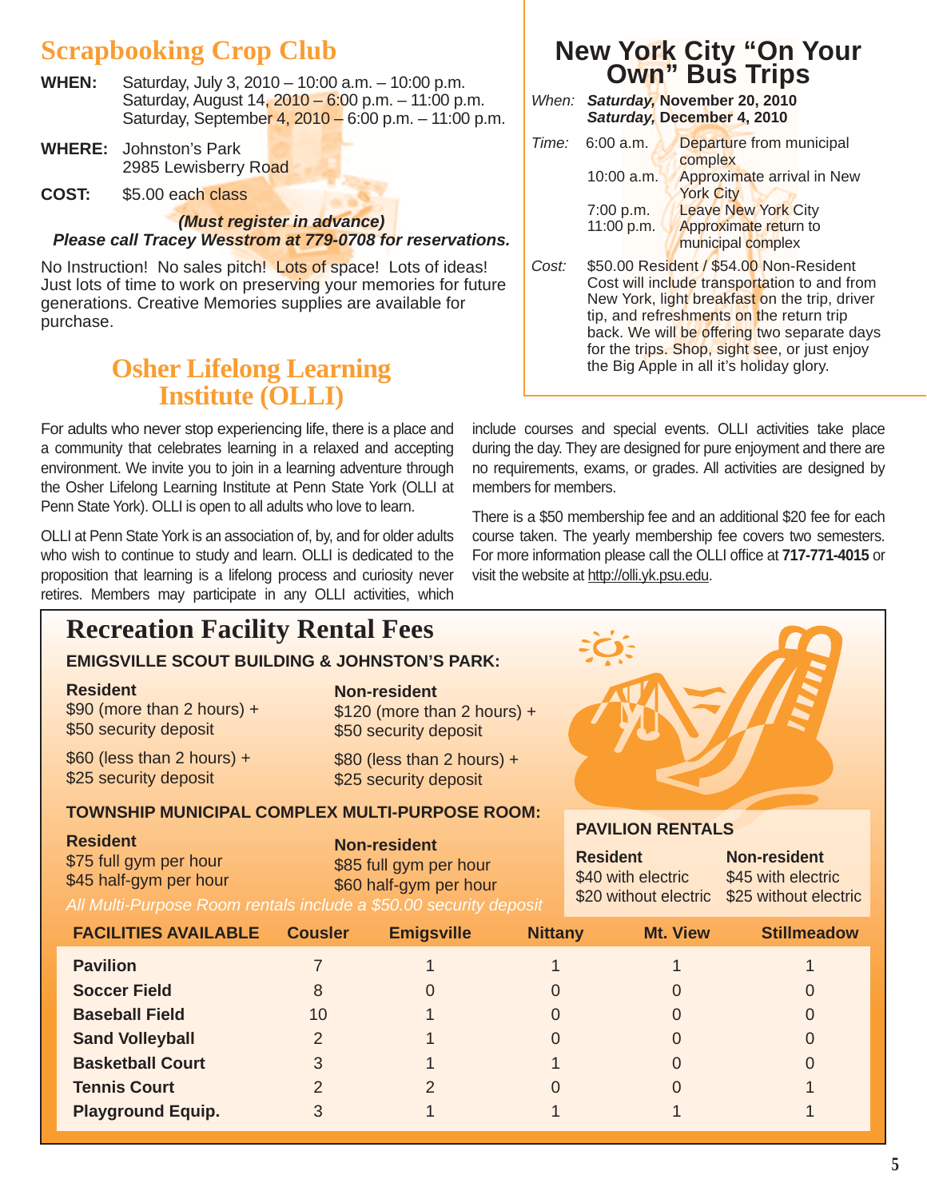## Scrapbooking Crop Club

**WHEN:** Saturday, July 3, 2010 – 10:00 a.m. – 10:00 p.m.
Saturday, August 14, 2010 – 6:00 p.m. – 11:00 p.m.
Saturday, September 4, 2010 – 6:00 p.m. – 11:00 p.m.

**WHERE:** Johnston's Park
2985 Lewisberry Road

**COST:** $5.00 each class

***(Must register in advance)***
***Please call Tracey Wesstrom at 779-0708 for reservations.***

No Instruction! No sales pitch! Lots of space! Lots of ideas! Just lots of time to work on preserving your memories for future generations. Creative Memories supplies are available for purchase.

## New York City "On Your Own" Bus Trips

*When:* ***Saturday,* November 20, 2010**
***Saturday,* December 4, 2010**

*Time:*
- 6:00 a.m. — Departure from municipal complex
- 10:00 a.m. — Approximate arrival in New York City
- 7:00 p.m. — Leave New York City
- 11:00 p.m. — Approximate return to municipal complex

*Cost:* $50.00 Resident / $54.00 Non-Resident
Cost will include transportation to and from New York, light breakfast on the trip, driver tip, and refreshments on the return trip back. We will be offering two separate days for the trips. Shop, sight see, or just enjoy the Big Apple in all it's holiday glory.

## Osher Lifelong Learning Institute (OLLI)

For adults who never stop experiencing life, there is a place and a community that celebrates learning in a relaxed and accepting environment. We invite you to join in a learning adventure through the Osher Lifelong Learning Institute at Penn State York (OLLI at Penn State York). OLLI is open to all adults who love to learn.

OLLI at Penn State York is an association of, by, and for older adults who wish to continue to study and learn. OLLI is dedicated to the proposition that learning is a lifelong process and curiosity never retires. Members may participate in any OLLI activities, which include courses and special events. OLLI activities take place during the day. They are designed for pure enjoyment and there are no requirements, exams, or grades. All activities are designed by members for members.

There is a $50 membership fee and an additional $20 fee for each course taken. The yearly membership fee covers two semesters. For more information please call the OLLI office at **717-771-4015** or visit the website at http://olli.yk.psu.edu.

## Recreation Facility Rental Fees

**EMIGSVILLE SCOUT BUILDING & JOHNSTON'S PARK:**

| Resident | Non-resident |
|---|---|
| $90 (more than 2 hours) + $50 security deposit | $120 (more than 2 hours) + $50 security deposit |
| $60 (less than 2 hours) + $25 security deposit | $80 (less than 2 hours) + $25 security deposit |

**TOWNSHIP MUNICIPAL COMPLEX MULTI-PURPOSE ROOM:**

| Resident | Non-resident |
|---|---|
| $75 full gym per hour | $85 full gym per hour |
| $45 half-gym per hour | $60 half-gym per hour |

*All Multi-Purpose Room rentals include a $50.00 security deposit*

**PAVILION RENTALS**

| Resident | Non-resident |
|---|---|
| $40 with electric | $45 with electric |
| $20 without electric | $25 without electric |

| FACILITIES AVAILABLE | Cousler | Emigsville | Nittany | Mt. View | Stillmeadow |
|---|---|---|---|---|---|
| **Pavilion** | 7 | 1 | 1 | 1 | 1 |
| **Soccer Field** | 8 | 0 | 0 | 0 | 0 |
| **Baseball Field** | 10 | 1 | 0 | 0 | 0 |
| **Sand Volleyball** | 2 | 1 | 0 | 0 | 0 |
| **Basketball Court** | 3 | 1 | 1 | 0 | 0 |
| **Tennis Court** | 2 | 2 | 0 | 0 | 1 |
| **Playground Equip.** | 3 | 1 | 1 | 1 | 1 |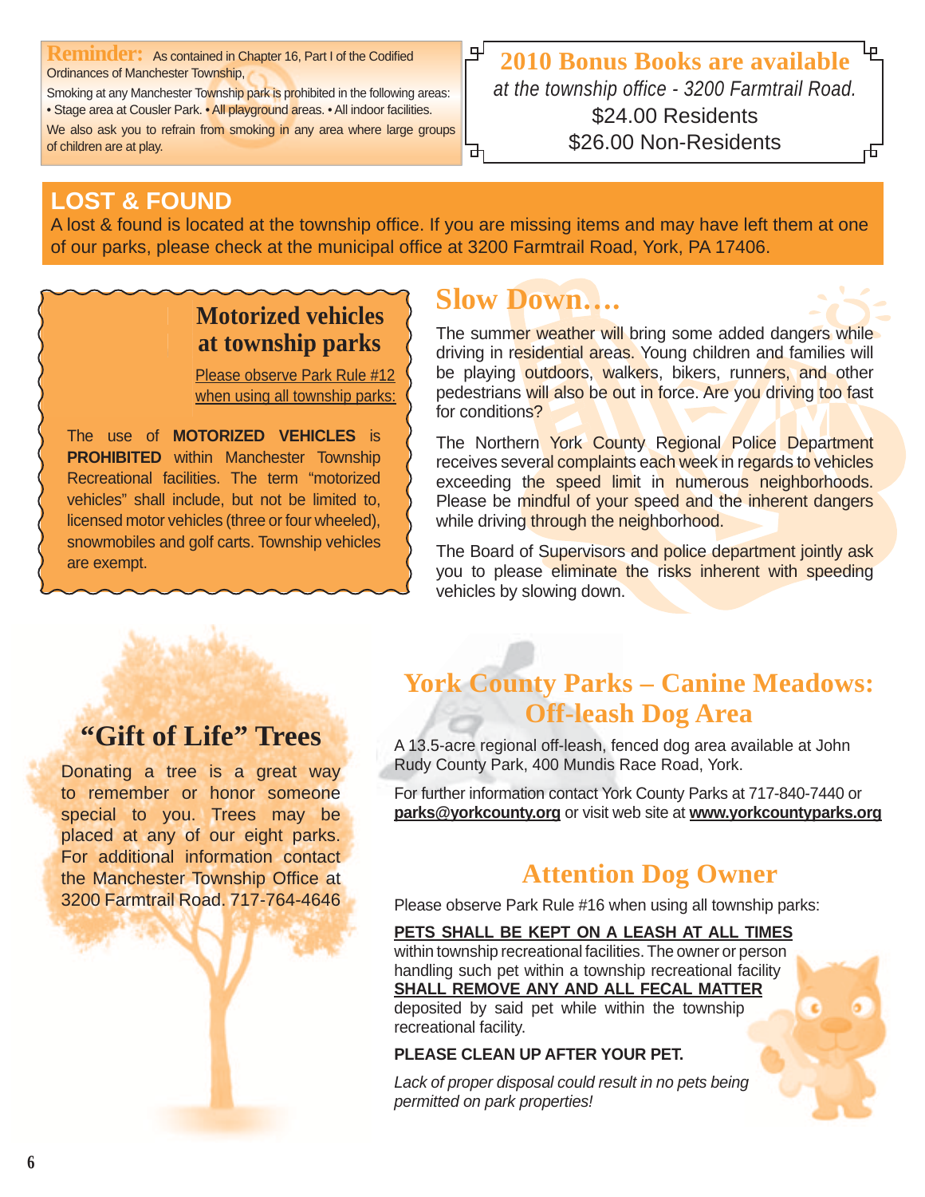**Reminder:** As contained in Chapter 16, Part I of the Codified Ordinances of Manchester Township,

Smoking at any Manchester Township park is prohibited in the following areas:
• Stage area at Cousler Park. • All playground areas. • All indoor facilities.

We also ask you to refrain from smoking in any area where large groups of children are at play.

## 2010 Bonus Books are available

*at the township office - 3200 Farmtrail Road.*

$24.00 Residents

$26.00 Non-Residents

## LOST & FOUND

A lost & found is located at the township office. If you are missing items and may have left them at one of our parks, please check at the municipal office at 3200 Farmtrail Road, York, PA 17406.

## Motorized vehicles at township parks

Please observe Park Rule #12 when using all township parks:

The use of **MOTORIZED VEHICLES** is **PROHIBITED** within Manchester Township Recreational facilities. The term "motorized vehicles" shall include, but not be limited to, licensed motor vehicles (three or four wheeled), snowmobiles and golf carts. Township vehicles are exempt.

## Slow Down….

The summer weather will bring some added dangers while driving in residential areas. Young children and families will be playing outdoors, walkers, bikers, runners, and other pedestrians will also be out in force. Are you driving too fast for conditions?

The Northern York County Regional Police Department receives several complaints each week in regards to vehicles exceeding the speed limit in numerous neighborhoods. Please be mindful of your speed and the inherent dangers while driving through the neighborhood.

The Board of Supervisors and police department jointly ask you to please eliminate the risks inherent with speeding vehicles by slowing down.

## "Gift of Life" Trees

Donating a tree is a great way to remember or honor someone special to you. Trees may be placed at any of our eight parks. For additional information contact the Manchester Township Office at 3200 Farmtrail Road. 717-764-4646

## York County Parks – Canine Meadows: Off-leash Dog Area

A 13.5-acre regional off-leash, fenced dog area available at John Rudy County Park, 400 Mundis Race Road, York.

For further information contact York County Parks at 717-840-7440 or **parks@yorkcounty.org** or visit web site at **www.yorkcountyparks.org**

## Attention Dog Owner

Please observe Park Rule #16 when using all township parks:

**PETS SHALL BE KEPT ON A LEASH AT ALL TIMES** within township recreational facilities. The owner or person handling such pet within a township recreational facility **SHALL REMOVE ANY AND ALL FECAL MATTER** deposited by said pet while within the township recreational facility.

**PLEASE CLEAN UP AFTER YOUR PET.**

*Lack of proper disposal could result in no pets being permitted on park properties!*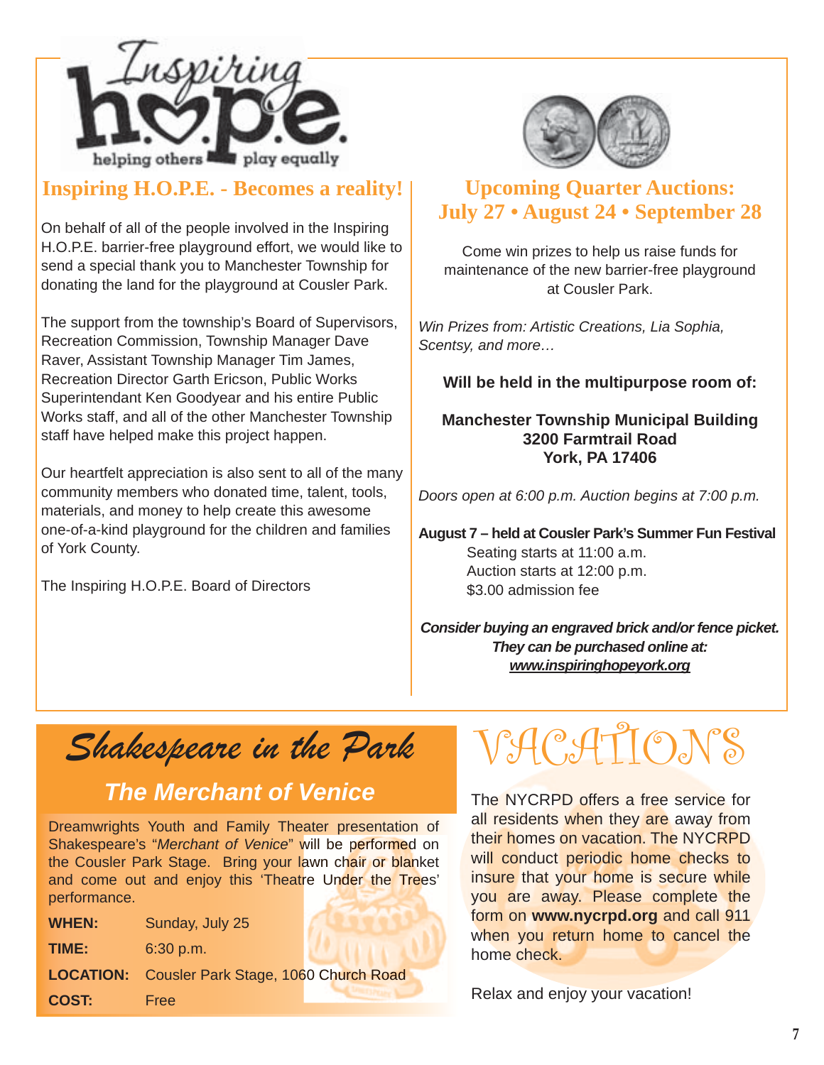Inspiring h.o.p.e.

helping others play equally

## Inspiring H.O.P.E. - Becomes a reality!

On behalf of all of the people involved in the Inspiring H.O.P.E. barrier-free playground effort, we would like to send a special thank you to Manchester Township for donating the land for the playground at Cousler Park.

The support from the township's Board of Supervisors, Recreation Commission, Township Manager Dave Raver, Assistant Township Manager Tim James, Recreation Director Garth Ericson, Public Works Superintendant Ken Goodyear and his entire Public Works staff, and all of the other Manchester Township staff have helped make this project happen.

Our heartfelt appreciation is also sent to all of the many community members who donated time, talent, tools, materials, and money to help create this awesome one-of-a-kind playground for the children and families of York County.

The Inspiring H.O.P.E. Board of Directors

## Upcoming Quarter Auctions: July 27 • August 24 • September 28

Come win prizes to help us raise funds for maintenance of the new barrier-free playground at Cousler Park.

*Win Prizes from: Artistic Creations, Lia Sophia, Scentsy, and more…*

**Will be held in the multipurpose room of:**

**Manchester Township Municipal Building**
**3200 Farmtrail Road**
**York, PA 17406**

*Doors open at 6:00 p.m. Auction begins at 7:00 p.m.*

**August 7 – held at Cousler Park's Summer Fun Festival**
Seating starts at 11:00 a.m.
Auction starts at 12:00 p.m.
$3.00 admission fee

***Consider buying an engraved brick and/or fence picket. They can be purchased online at: www.inspiringhopeyork.org***

## Shakespeare in the Park

### The Merchant of Venice

Dreamwrights Youth and Family Theater presentation of Shakespeare's "*Merchant of Venice*" will be performed on the Cousler Park Stage. Bring your lawn chair or blanket and come out and enjoy this 'Theatre Under the Trees' performance.

**WHEN:** Sunday, July 25
**TIME:** 6:30 p.m.
**LOCATION:** Cousler Park Stage, 1060 Church Road
**COST:** Free

## VACATIONS

The NYCRPD offers a free service for all residents when they are away from their homes on vacation. The NYCRPD will conduct periodic home checks to insure that your home is secure while you are away. Please complete the form on **www.nycrpd.org** and call 911 when you return home to cancel the home check.

Relax and enjoy your vacation!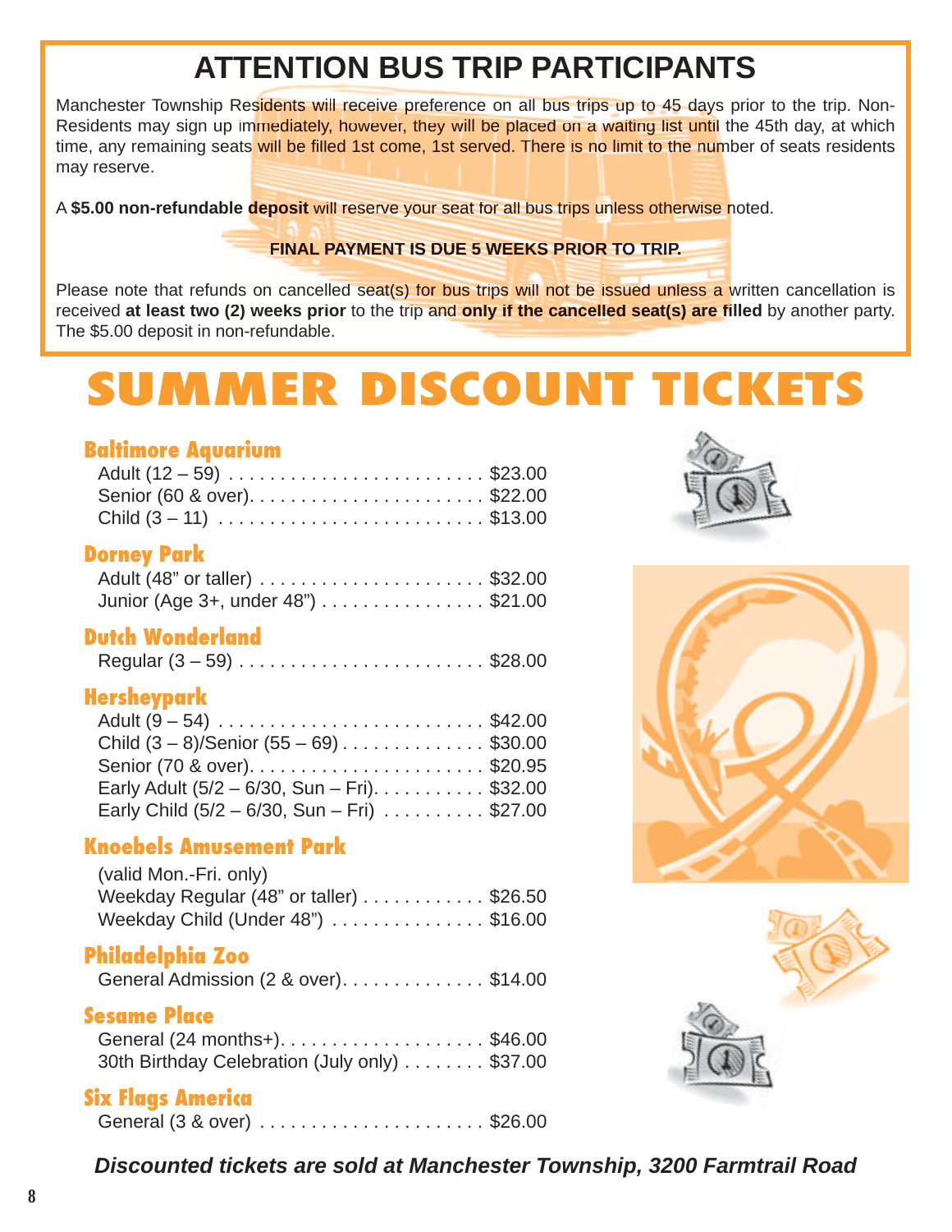# ATTENTION BUS TRIP PARTICIPANTS

Manchester Township Residents will receive preference on all bus trips up to 45 days prior to the trip. Non-Residents may sign up immediately, however, they will be placed on a waiting list until the 45th day, at which time, any remaining seats will be filled 1st come, 1st served. There is no limit to the number of seats residents may reserve.

A **$5.00 non-refundable deposit** will reserve your seat for all bus trips unless otherwise noted.

**FINAL PAYMENT IS DUE 5 WEEKS PRIOR TO TRIP.**

Please note that refunds on cancelled seat(s) for bus trips will not be issued unless a written cancellation is received **at least two (2) weeks prior** to the trip and **only if the cancelled seat(s) are filled** by another party. The $5.00 deposit in non-refundable.

# SUMMER DISCOUNT TICKETS

### Baltimore Aquarium

Adult (12 – 59) . . . . . . . . . . . . . . . . . . . . . . . . . $23.00
Senior (60 & over). . . . . . . . . . . . . . . . . . . . . . . $22.00
Child (3 – 11) . . . . . . . . . . . . . . . . . . . . . . . . . . $13.00

### Dorney Park

Adult (48" or taller) . . . . . . . . . . . . . . . . . . . . . . $32.00
Junior (Age 3+, under 48") . . . . . . . . . . . . . . . . $21.00

### Dutch Wonderland

Regular (3 – 59) . . . . . . . . . . . . . . . . . . . . . . . . $28.00

### Hersheypark

Adult (9 – 54) . . . . . . . . . . . . . . . . . . . . . . . . . . $42.00
Child (3 – 8)/Senior (55 – 69) . . . . . . . . . . . . . . $30.00
Senior (70 & over). . . . . . . . . . . . . . . . . . . . . . . $20.95
Early Adult (5/2 – 6/30, Sun – Fri). . . . . . . . . . . $32.00
Early Child (5/2 – 6/30, Sun – Fri) . . . . . . . . . . $27.00

### Knoebels Amusement Park

(valid Mon.-Fri. only)
Weekday Regular (48" or taller) . . . . . . . . . . . . $26.50
Weekday Child (Under 48") . . . . . . . . . . . . . . . $16.00

### Philadelphia Zoo

General Admission (2 & over). . . . . . . . . . . . . . $14.00

### Sesame Place

General (24 months+). . . . . . . . . . . . . . . . . . . . $46.00
30th Birthday Celebration (July only) . . . . . . . . $37.00

### Six Flags America

General (3 & over) . . . . . . . . . . . . . . . . . . . . . . $26.00

***Discounted tickets are sold at Manchester Township, 3200 Farmtrail Road***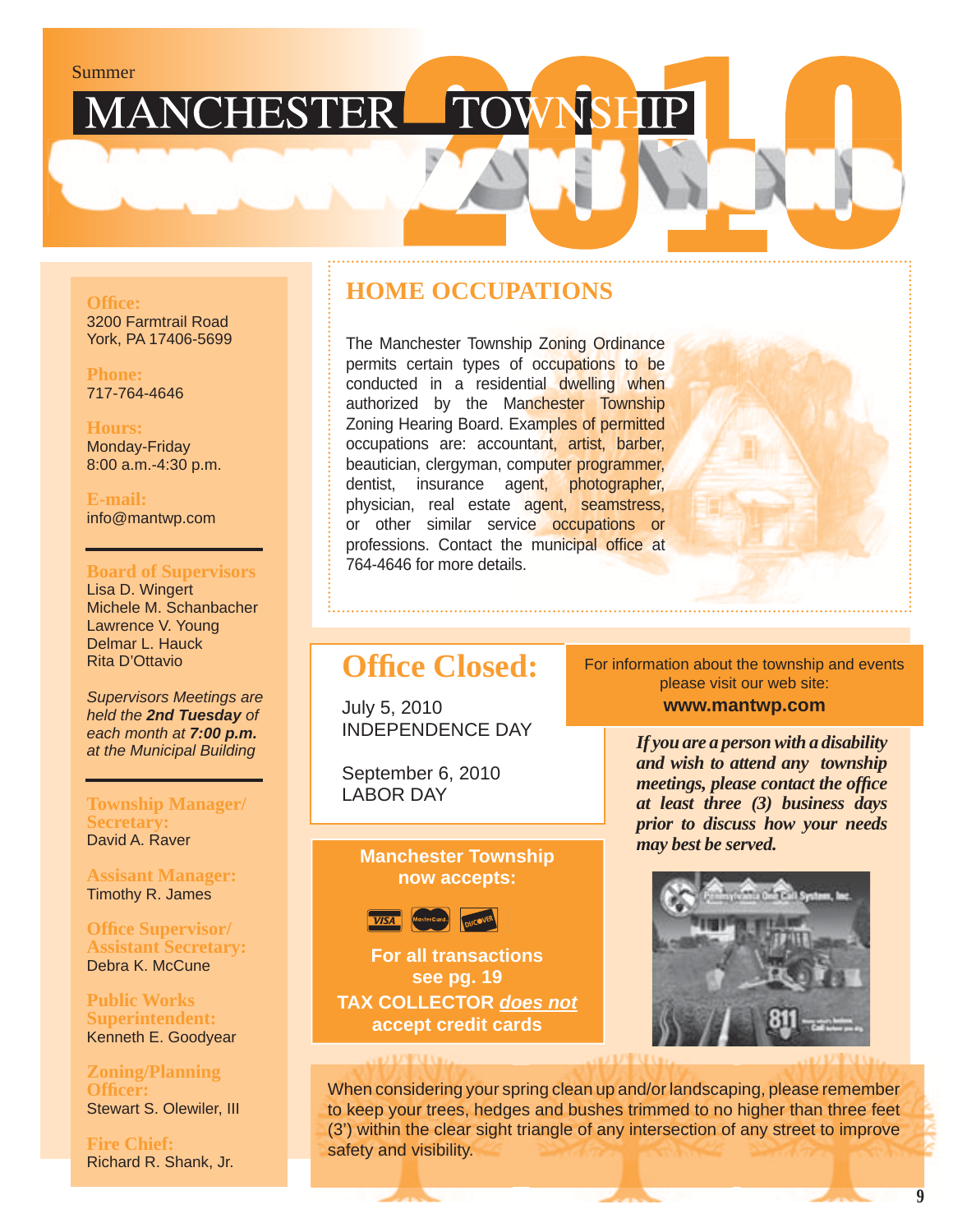Summer

# MANCHESTER TOWNSHIP Supervisors News 2010

**Office:**
3200 Farmtrail Road
York, PA 17406-5699

**Phone:**
717-764-4646

**Hours:**
Monday-Friday
8:00 a.m.-4:30 p.m.

**E-mail:**
info@mantwp.com

**Board of Supervisors**
Lisa D. Wingert
Michele M. Schanbacher
Lawrence V. Young
Delmar L. Hauck
Rita D'Ottavio

*Supervisors Meetings are held the **2nd Tuesday** of each month at **7:00 p.m.** at the Municipal Building*

**Township Manager/ Secretary:**
David A. Raver

**Assisant Manager:**
Timothy R. James

**Office Supervisor/ Assistant Secretary:**
Debra K. McCune

**Public Works Superintendent:**
Kenneth E. Goodyear

**Zoning/Planning Officer:**
Stewart S. Olewiler, III

**Fire Chief:**
Richard R. Shank, Jr.

## HOME OCCUPATIONS

The Manchester Township Zoning Ordinance permits certain types of occupations to be conducted in a residential dwelling when authorized by the Manchester Township Zoning Hearing Board. Examples of permitted occupations are: accountant, artist, barber, beautician, clergyman, computer programmer, dentist, insurance agent, photographer, physician, real estate agent, seamstress, or other similar service occupations or professions. Contact the municipal office at 764-4646 for more details.

## Office Closed:

July 5, 2010
INDEPENDENCE DAY

September 6, 2010
LABOR DAY

For information about the township and events please visit our web site:
**www.mantwp.com**

***If you are a person with a disability and wish to attend any township meetings, please contact the office at least three (3) business days prior to discuss how your needs may best be served.***

**Manchester Township now accepts:**

VISA MasterCard DISCOVER

**For all transactions see pg. 19**

**TAX COLLECTOR *does not* accept credit cards**

When considering your spring clean up and/or landscaping, please remember to keep your trees, hedges and bushes trimmed to no higher than three feet (3') within the clear sight triangle of any intersection of any street to improve safety and visibility.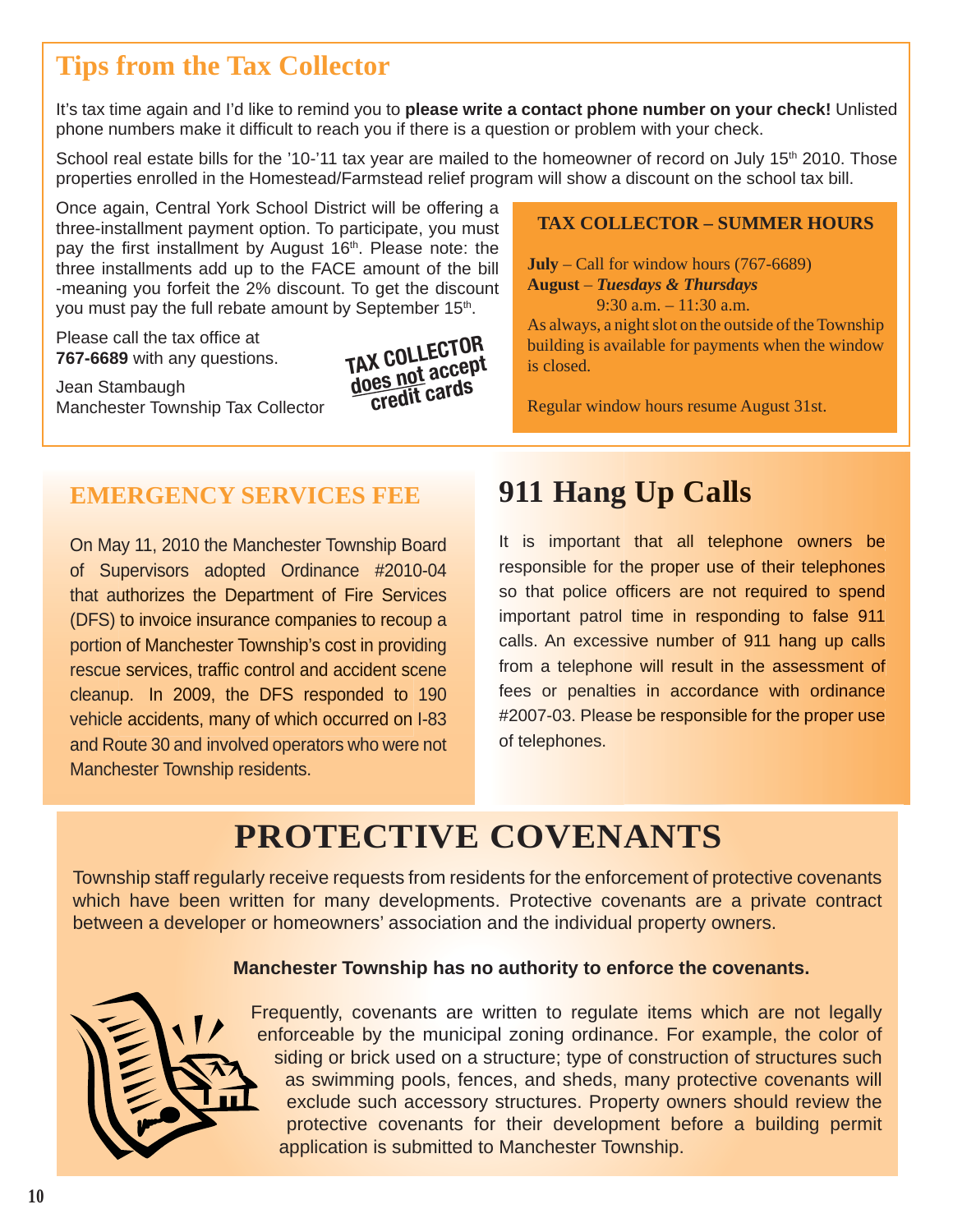## Tips from the Tax Collector

It's tax time again and I'd like to remind you to **please write a contact phone number on your check!** Unlisted phone numbers make it difficult to reach you if there is a question or problem with your check.

School real estate bills for the '10-'11 tax year are mailed to the homeowner of record on July 15th 2010. Those properties enrolled in the Homestead/Farmstead relief program will show a discount on the school tax bill.

Once again, Central York School District will be offering a three-installment payment option. To participate, you must pay the first installment by August 16th. Please note: the three installments add up to the FACE amount of the bill -meaning you forfeit the 2% discount. To get the discount you must pay the full rebate amount by September 15th.

Please call the tax office at **767-6689** with any questions.

Jean Stambaugh
Manchester Township Tax Collector

**TAX COLLECTOR does not accept credit cards**

### TAX COLLECTOR – SUMMER HOURS

**July** – Call for window hours (767-6689)
**August** – ***Tuesdays & Thursdays***
9:30 a.m. – 11:30 a.m.
As always, a night slot on the outside of the Township building is available for payments when the window is closed.

Regular window hours resume August 31st.

## EMERGENCY SERVICES FEE

On May 11, 2010 the Manchester Township Board of Supervisors adopted Ordinance #2010-04 that authorizes the Department of Fire Services (DFS) to invoice insurance companies to recoup a portion of Manchester Township's cost in providing rescue services, traffic control and accident scene cleanup. In 2009, the DFS responded to 190 vehicle accidents, many of which occurred on I-83 and Route 30 and involved operators who were not Manchester Township residents.

## 911 Hang Up Calls

It is important that all telephone owners be responsible for the proper use of their telephones so that police officers are not required to spend important patrol time in responding to false 911 calls. An excessive number of 911 hang up calls from a telephone will result in the assessment of fees or penalties in accordance with ordinance #2007-03. Please be responsible for the proper use of telephones.

# PROTECTIVE COVENANTS

Township staff regularly receive requests from residents for the enforcement of protective covenants which have been written for many developments. Protective covenants are a private contract between a developer or homeowners' association and the individual property owners.

**Manchester Township has no authority to enforce the covenants.**

Frequently, covenants are written to regulate items which are not legally enforceable by the municipal zoning ordinance. For example, the color of siding or brick used on a structure; type of construction of structures such as swimming pools, fences, and sheds, many protective covenants will exclude such accessory structures. Property owners should review the protective covenants for their development before a building permit application is submitted to Manchester Township.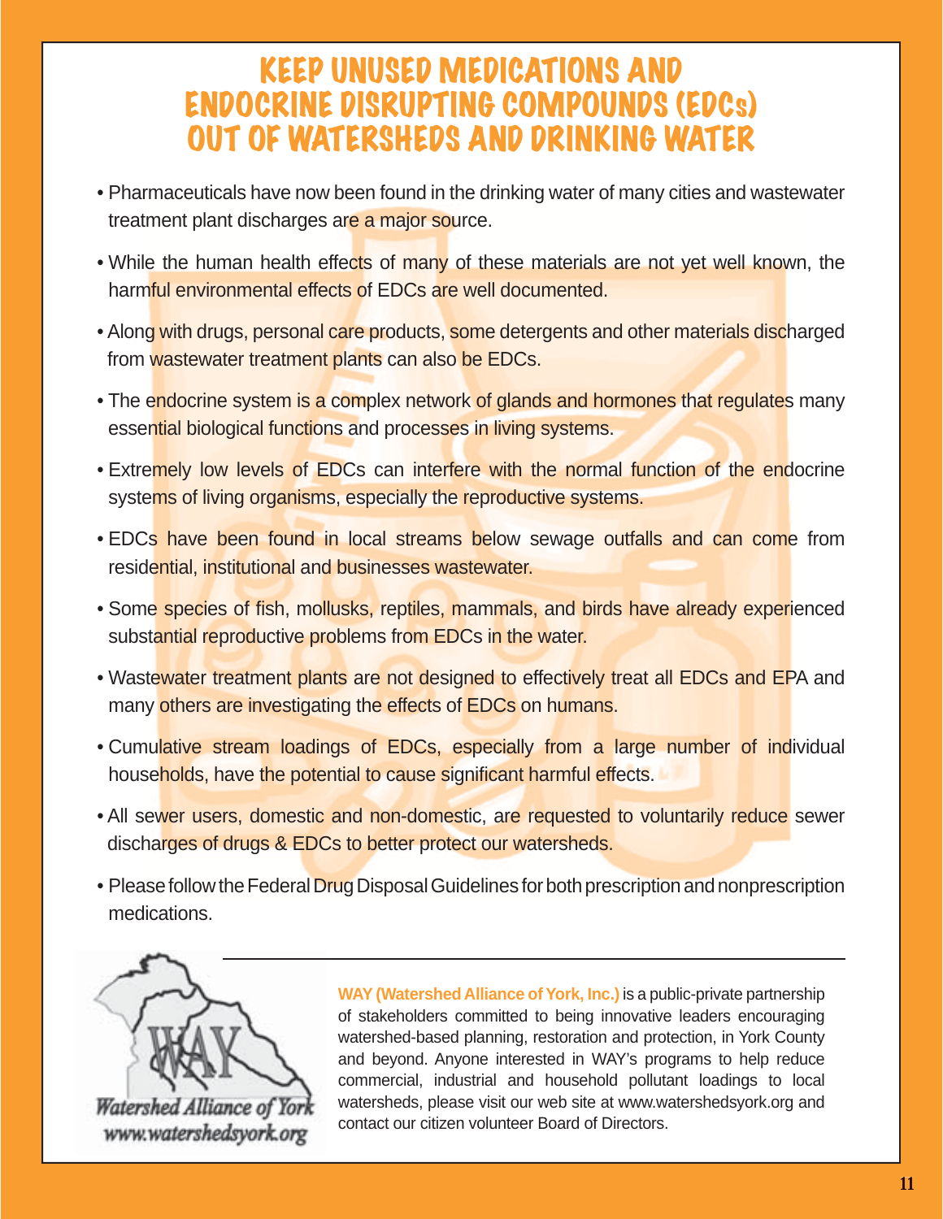# KEEP UNUSED MEDICATIONS AND ENDOCRINE DISRUPTING COMPOUNDS (EDCs) OUT OF WATERSHEDS AND DRINKING WATER

- Pharmaceuticals have now been found in the drinking water of many cities and wastewater treatment plant discharges are a major source.
- While the human health effects of many of these materials are not yet well known, the harmful environmental effects of EDCs are well documented.
- Along with drugs, personal care products, some detergents and other materials discharged from wastewater treatment plants can also be EDCs.
- The endocrine system is a complex network of glands and hormones that regulates many essential biological functions and processes in living systems.
- Extremely low levels of EDCs can interfere with the normal function of the endocrine systems of living organisms, especially the reproductive systems.
- EDCs have been found in local streams below sewage outfalls and can come from residential, institutional and businesses wastewater.
- Some species of fish, mollusks, reptiles, mammals, and birds have already experienced substantial reproductive problems from EDCs in the water.
- Wastewater treatment plants are not designed to effectively treat all EDCs and EPA and many others are investigating the effects of EDCs on humans.
- Cumulative stream loadings of EDCs, especially from a large number of individual households, have the potential to cause significant harmful effects.
- All sewer users, domestic and non-domestic, are requested to voluntarily reduce sewer discharges of drugs & EDCs to better protect our watersheds.
- Please follow the Federal Drug Disposal Guidelines for both prescription and nonprescription medications.

WAY

*Watershed Alliance of York*
*www.watershedsyork.org*

**WAY (Watershed Alliance of York, Inc.)** is a public-private partnership of stakeholders committed to being innovative leaders encouraging watershed-based planning, restoration and protection, in York County and beyond. Anyone interested in WAY's programs to help reduce commercial, industrial and household pollutant loadings to local watersheds, please visit our web site at www.watershedsyork.org and contact our citizen volunteer Board of Directors.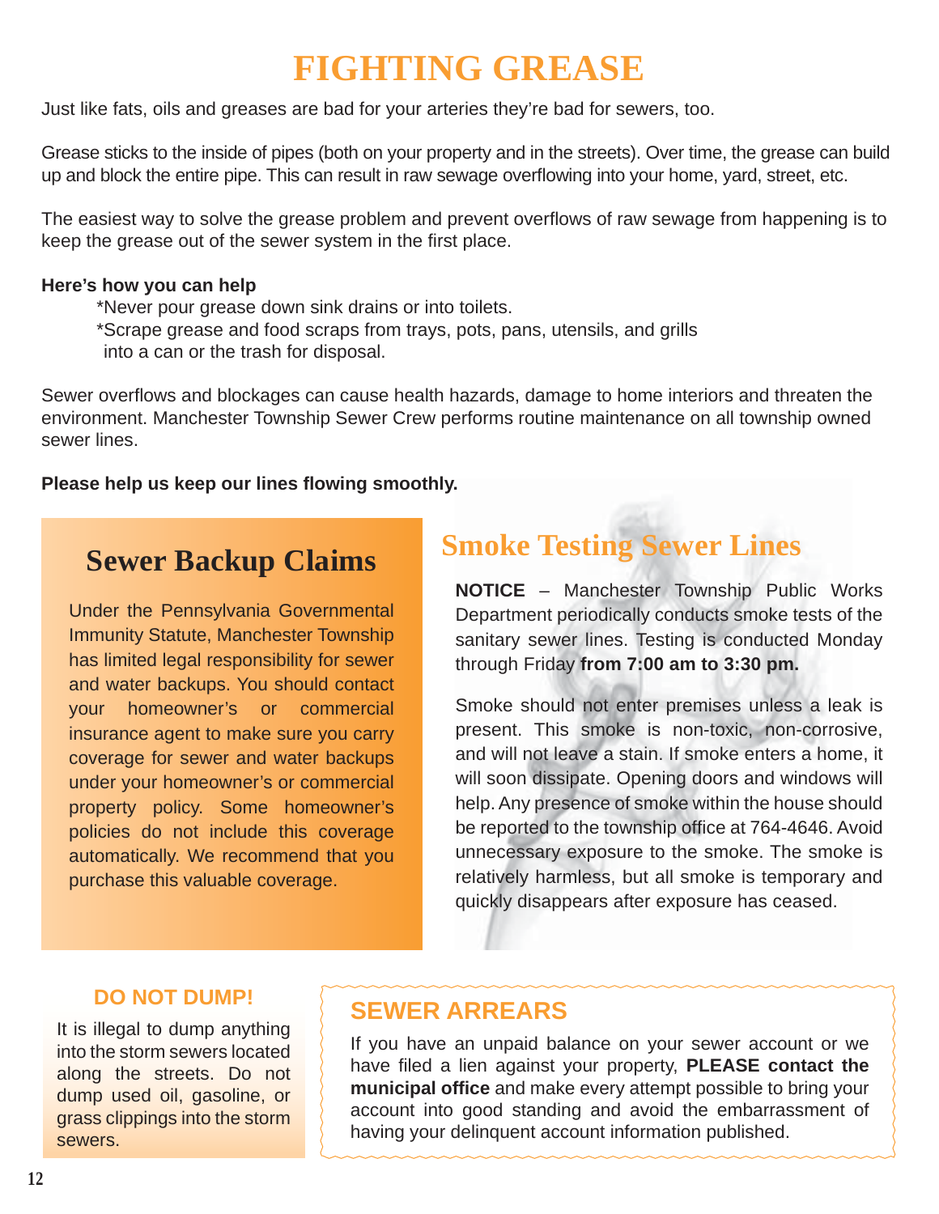# FIGHTING GREASE

Just like fats, oils and greases are bad for your arteries they're bad for sewers, too.

Grease sticks to the inside of pipes (both on your property and in the streets). Over time, the grease can build up and block the entire pipe. This can result in raw sewage overflowing into your home, yard, street, etc.

The easiest way to solve the grease problem and prevent overflows of raw sewage from happening is to keep the grease out of the sewer system in the first place.

**Here's how you can help**

*Never pour grease down sink drains or into toilets.
*Scrape grease and food scraps from trays, pots, pans, utensils, and grills into a can or the trash for disposal.

Sewer overflows and blockages can cause health hazards, damage to home interiors and threaten the environment. Manchester Township Sewer Crew performs routine maintenance on all township owned sewer lines.

**Please help us keep our lines flowing smoothly.**

## Sewer Backup Claims

Under the Pennsylvania Governmental Immunity Statute, Manchester Township has limited legal responsibility for sewer and water backups. You should contact your homeowner's or commercial insurance agent to make sure you carry coverage for sewer and water backups under your homeowner's or commercial property policy. Some homeowner's policies do not include this coverage automatically. We recommend that you purchase this valuable coverage.

## Smoke Testing Sewer Lines

**NOTICE** – Manchester Township Public Works Department periodically conducts smoke tests of the sanitary sewer lines. Testing is conducted Monday through Friday **from 7:00 am to 3:30 pm.**

Smoke should not enter premises unless a leak is present. This smoke is non-toxic, non-corrosive, and will not leave a stain. If smoke enters a home, it will soon dissipate. Opening doors and windows will help. Any presence of smoke within the house should be reported to the township office at 764-4646. Avoid unnecessary exposure to the smoke. The smoke is relatively harmless, but all smoke is temporary and quickly disappears after exposure has ceased.

## DO NOT DUMP!

It is illegal to dump anything into the storm sewers located along the streets. Do not dump used oil, gasoline, or grass clippings into the storm sewers.

## SEWER ARREARS

If you have an unpaid balance on your sewer account or we have filed a lien against your property, **PLEASE contact the municipal office** and make every attempt possible to bring your account into good standing and avoid the embarrassment of having your delinquent account information published.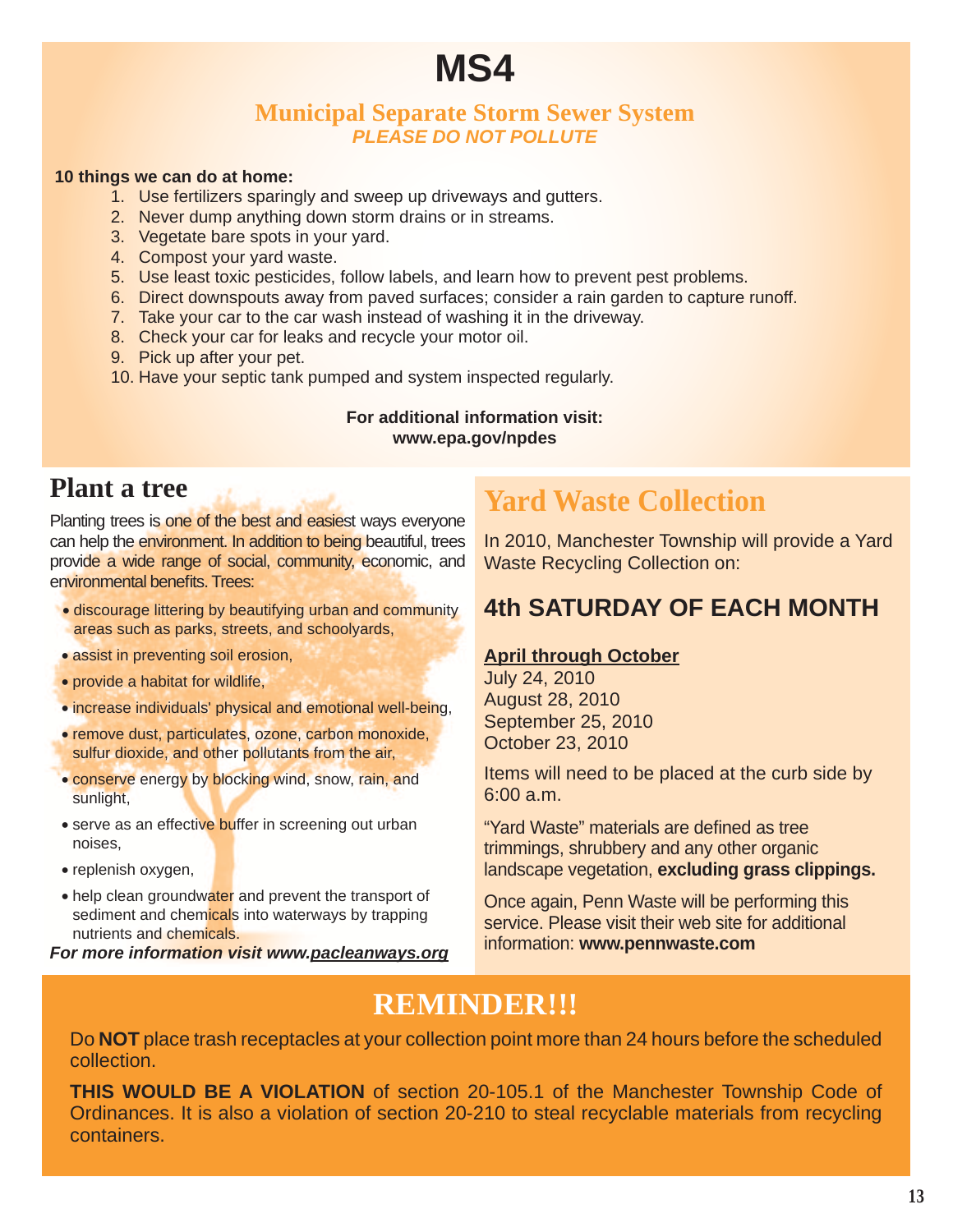# MS4

## Municipal Separate Storm Sewer System

***PLEASE DO NOT POLLUTE***

**10 things we can do at home:**

1. Use fertilizers sparingly and sweep up driveways and gutters.
2. Never dump anything down storm drains or in streams.
3. Vegetate bare spots in your yard.
4. Compost your yard waste.
5. Use least toxic pesticides, follow labels, and learn how to prevent pest problems.
6. Direct downspouts away from paved surfaces; consider a rain garden to capture runoff.
7. Take your car to the car wash instead of washing it in the driveway.
8. Check your car for leaks and recycle your motor oil.
9. Pick up after your pet.
10. Have your septic tank pumped and system inspected regularly.

**For additional information visit:**
**www.epa.gov/npdes**

## Plant a tree

Planting trees is one of the best and easiest ways everyone can help the environment. In addition to being beautiful, trees provide a wide range of social, community, economic, and environmental benefits. Trees:

- discourage littering by beautifying urban and community areas such as parks, streets, and schoolyards,
- assist in preventing soil erosion,
- provide a habitat for wildlife,
- increase individuals' physical and emotional well-being,
- remove dust, particulates, ozone, carbon monoxide, sulfur dioxide, and other pollutants from the air,
- conserve energy by blocking wind, snow, rain, and sunlight,
- serve as an effective buffer in screening out urban noises,
- replenish oxygen,
- help clean groundwater and prevent the transport of sediment and chemicals into waterways by trapping nutrients and chemicals.

***For more information visit www.pacleanways.org***

## Yard Waste Collection

In 2010, Manchester Township will provide a Yard Waste Recycling Collection on:

### 4th SATURDAY OF EACH MONTH

**April through October**
July 24, 2010
August 28, 2010
September 25, 2010
October 23, 2010

Items will need to be placed at the curb side by 6:00 a.m.

"Yard Waste" materials are defined as tree trimmings, shrubbery and any other organic landscape vegetation, **excluding grass clippings.**

Once again, Penn Waste will be performing this service. Please visit their web site for additional information: **www.pennwaste.com**

## REMINDER!!!

Do **NOT** place trash receptacles at your collection point more than 24 hours before the scheduled collection.

**THIS WOULD BE A VIOLATION** of section 20-105.1 of the Manchester Township Code of Ordinances. It is also a violation of section 20-210 to steal recyclable materials from recycling containers.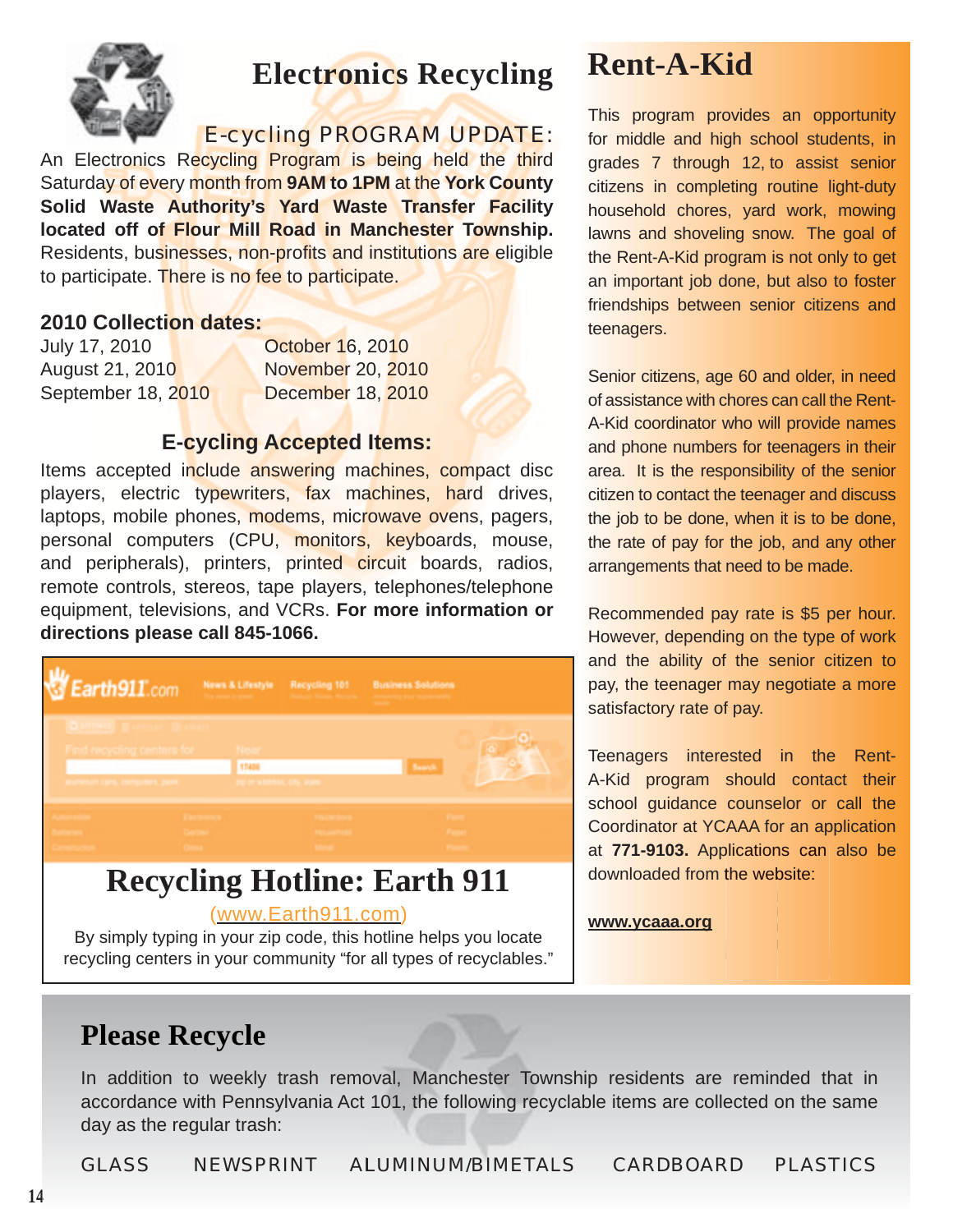# Electronics Recycling

## E-cycling PROGRAM UPDATE:

An Electronics Recycling Program is being held the third Saturday of every month from **9AM to 1PM** at the **York County Solid Waste Authority's Yard Waste Transfer Facility located off of Flour Mill Road in Manchester Township.** Residents, businesses, non-profits and institutions are eligible to participate. There is no fee to participate.

### 2010 Collection dates:

| | |
|---|---|
| July 17, 2010 | October 16, 2010 |
| August 21, 2010 | November 20, 2010 |
| September 18, 2010 | December 18, 2010 |

### E-cycling Accepted Items:

Items accepted include answering machines, compact disc players, electric typewriters, fax machines, hard drives, laptops, mobile phones, modems, microwave ovens, pagers, personal computers (CPU, monitors, keyboards, mouse, and peripherals), printers, printed circuit boards, radios, remote controls, stereos, tape players, telephones/telephone equipment, televisions, and VCRs. **For more information or directions please call 845-1066.**

## Recycling Hotline: Earth 911

(www.Earth911.com)

By simply typing in your zip code, this hotline helps you locate recycling centers in your community "for all types of recyclables."

# Rent-A-Kid

This program provides an opportunity for middle and high school students, in grades 7 through 12, to assist senior citizens in completing routine light-duty household chores, yard work, mowing lawns and shoveling snow. The goal of the Rent-A-Kid program is not only to get an important job done, but also to foster friendships between senior citizens and teenagers.

Senior citizens, age 60 and older, in need of assistance with chores can call the Rent-A-Kid coordinator who will provide names and phone numbers for teenagers in their area. It is the responsibility of the senior citizen to contact the teenager and discuss the job to be done, when it is to be done, the rate of pay for the job, and any other arrangements that need to be made.

Recommended pay rate is $5 per hour. However, depending on the type of work and the ability of the senior citizen to pay, the teenager may negotiate a more satisfactory rate of pay.

Teenagers interested in the Rent-A-Kid program should contact their school guidance counselor or call the Coordinator at YCAAA for an application at **771-9103.** Applications can also be downloaded from the website:

**www.ycaaa.org**

# Please Recycle

In addition to weekly trash removal, Manchester Township residents are reminded that in accordance with Pennsylvania Act 101, the following recyclable items are collected on the same day as the regular trash:

GLASS NEWSPRINT ALUMINUM/BIMETALS CARDBOARD PLASTICS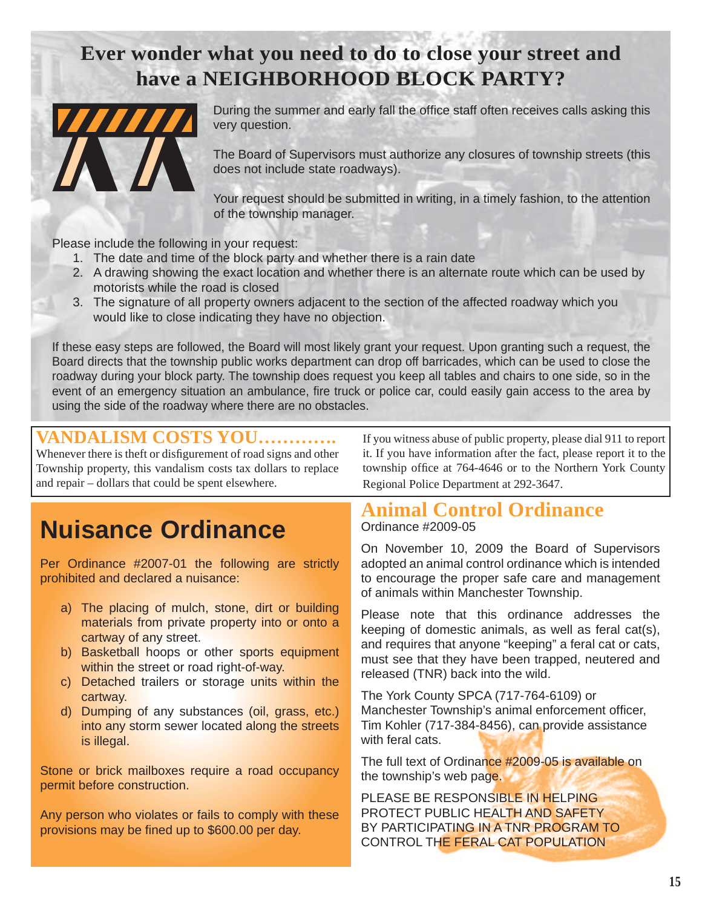# Ever wonder what you need to do to close your street and have a NEIGHBORHOOD BLOCK PARTY?

During the summer and early fall the office staff often receives calls asking this very question.

The Board of Supervisors must authorize any closures of township streets (this does not include state roadways).

Your request should be submitted in writing, in a timely fashion, to the attention of the township manager.

Please include the following in your request:

1. The date and time of the block party and whether there is a rain date
2. A drawing showing the exact location and whether there is an alternate route which can be used by motorists while the road is closed
3. The signature of all property owners adjacent to the section of the affected roadway which you would like to close indicating they have no objection.

If these easy steps are followed, the Board will most likely grant your request. Upon granting such a request, the Board directs that the township public works department can drop off barricades, which can be used to close the roadway during your block party. The township does request you keep all tables and chairs to one side, so in the event of an emergency situation an ambulance, fire truck or police car, could easily gain access to the area by using the side of the roadway where there are no obstacles.

## VANDALISM COSTS YOU…………

Whenever there is theft or disfigurement of road signs and other Township property, this vandalism costs tax dollars to replace and repair – dollars that could be spent elsewhere.

If you witness abuse of public property, please dial 911 to report it. If you have information after the fact, please report it to the township office at 764-4646 or to the Northern York County Regional Police Department at 292-3647.

## Nuisance Ordinance

Per Ordinance #2007-01 the following are strictly prohibited and declared a nuisance:

a) The placing of mulch, stone, dirt or building materials from private property into or onto a cartway of any street.
b) Basketball hoops or other sports equipment within the street or road right-of-way.
c) Detached trailers or storage units within the cartway.
d) Dumping of any substances (oil, grass, etc.) into any storm sewer located along the streets is illegal.

Stone or brick mailboxes require a road occupancy permit before construction.

Any person who violates or fails to comply with these provisions may be fined up to $600.00 per day.

## Animal Control Ordinance

Ordinance #2009-05

On November 10, 2009 the Board of Supervisors adopted an animal control ordinance which is intended to encourage the proper safe care and management of animals within Manchester Township.

Please note that this ordinance addresses the keeping of domestic animals, as well as feral cat(s), and requires that anyone "keeping" a feral cat or cats, must see that they have been trapped, neutered and released (TNR) back into the wild.

The York County SPCA (717-764-6109) or Manchester Township's animal enforcement officer, Tim Kohler (717-384-8456), can provide assistance with feral cats.

The full text of Ordinance #2009-05 is available on the township's web page.

PLEASE BE RESPONSIBLE IN HELPING PROTECT PUBLIC HEALTH AND SAFETY BY PARTICIPATING IN A TNR PROGRAM TO CONTROL THE FERAL CAT POPULATION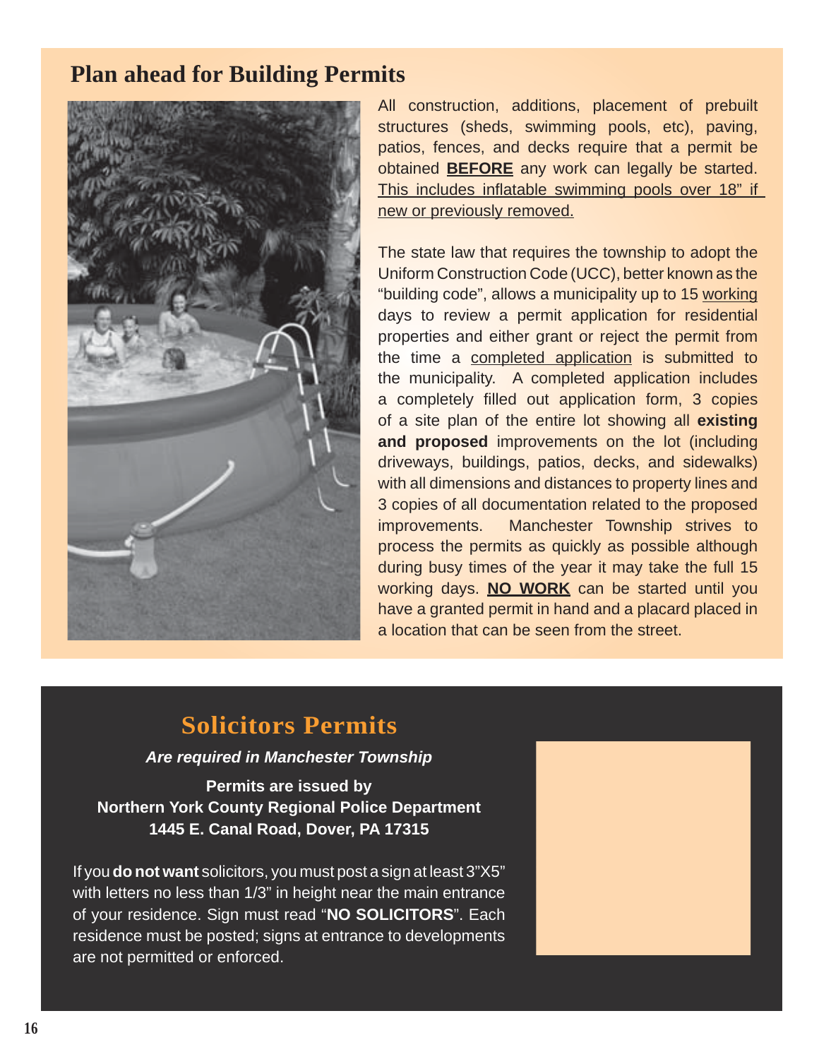## Plan ahead for Building Permits

All construction, additions, placement of prebuilt structures (sheds, swimming pools, etc), paving, patios, fences, and decks require that a permit be obtained **BEFORE** any work can legally be started. This includes inflatable swimming pools over 18" if new or previously removed.

The state law that requires the township to adopt the Uniform Construction Code (UCC), better known as the "building code", allows a municipality up to 15 working days to review a permit application for residential properties and either grant or reject the permit from the time a completed application is submitted to the municipality. A completed application includes a completely filled out application form, 3 copies of a site plan of the entire lot showing all **existing and proposed** improvements on the lot (including driveways, buildings, patios, decks, and sidewalks) with all dimensions and distances to property lines and 3 copies of all documentation related to the proposed improvements. Manchester Township strives to process the permits as quickly as possible although during busy times of the year it may take the full 15 working days. **NO WORK** can be started until you have a granted permit in hand and a placard placed in a location that can be seen from the street.

## Solicitors Permits

***Are required in Manchester Township***

**Permits are issued by**
**Northern York County Regional Police Department**
**1445 E. Canal Road, Dover, PA 17315**

If you **do not want** solicitors, you must post a sign at least 3"X5" with letters no less than 1/3" in height near the main entrance of your residence. Sign must read "**NO SOLICITORS**". Each residence must be posted; signs at entrance to developments are not permitted or enforced.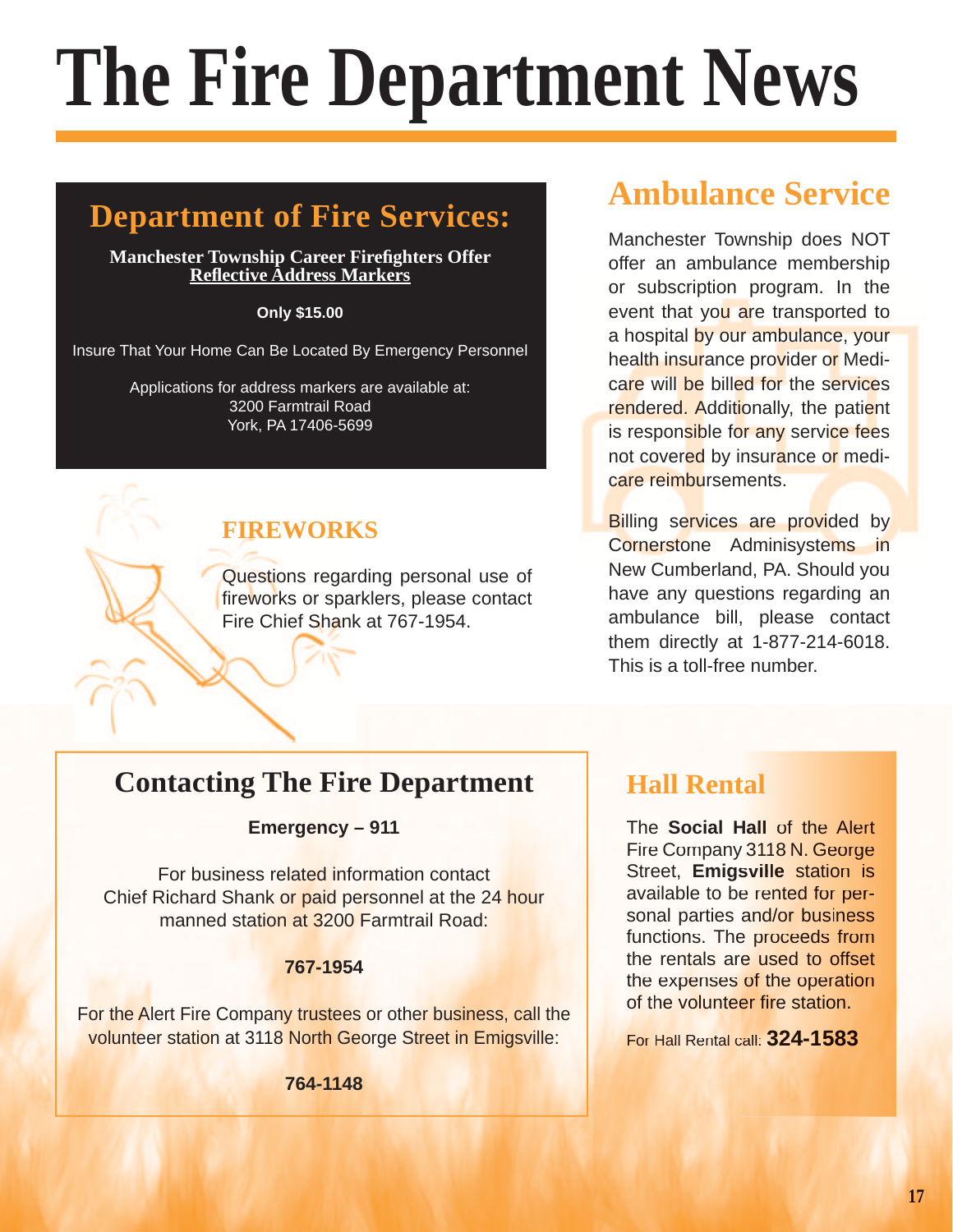# The Fire Department News

## Department of Fire Services:

**Manchester Township Career Firefighters Offer**
**Reflective Address Markers**

**Only $15.00**

Insure That Your Home Can Be Located By Emergency Personnel

Applications for address markers are available at:
3200 Farmtrail Road
York, PA 17406-5699

### FIREWORKS

Questions regarding personal use of fireworks or sparklers, please contact Fire Chief Shank at 767-1954.

## Ambulance Service

Manchester Township does NOT offer an ambulance membership or subscription program. In the event that you are transported to a hospital by our ambulance, your health insurance provider or Medicare will be billed for the services rendered. Additionally, the patient is responsible for any service fees not covered by insurance or medicare reimbursements.

Billing services are provided by Cornerstone Adminisystems in New Cumberland, PA. Should you have any questions regarding an ambulance bill, please contact them directly at 1-877-214-6018. This is a toll-free number.

## Contacting The Fire Department

**Emergency – 911**

For business related information contact Chief Richard Shank or paid personnel at the 24 hour manned station at 3200 Farmtrail Road:

**767-1954**

For the Alert Fire Company trustees or other business, call the volunteer station at 3118 North George Street in Emigsville:

**764-1148**

## Hall Rental

The **Social Hall** of the Alert Fire Company 3118 N. George Street, **Emigsville** station is available to be rented for personal parties and/or business functions. The proceeds from the rentals are used to offset the expenses of the operation of the volunteer fire station.

For Hall Rental call: **324-1583**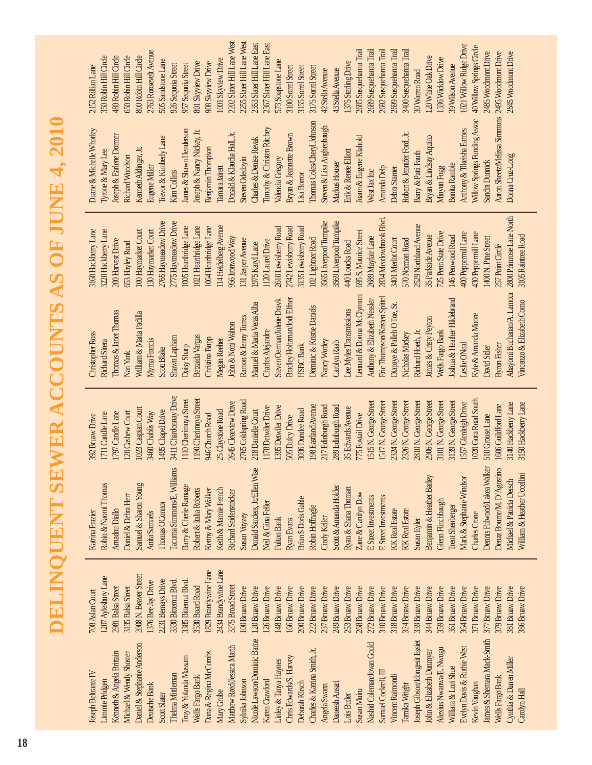# DELINQUENT SEWER ACCOUNTS AS OF JUNE 4, 2010

| Name | Address |
|---|---|
| Joseph Beltrante IV | 708 Aslan Court |
| Limmie Pridgen | 1207 Aylesbury Lane |
| Kenneth & Angela Brittain | 2981 Balsa Street |
| Michael & Wendy Shoster | 3135 Balsa Street |
| Daniel & Stephanie Anderson | 2008 N. Beaver Street |
| Deutsche Bank | 1376 Bee Jay Drive |
| Scott Slater | 2231 Bernays Drive |
| Thelma Mittleman | 3330 Bittemut Blvd. |
| Troy & Yolanda Massam | 3385 Bittemut Blvd. |
| Wells Fargo Bank | 3530 Board Road |
| Dana & Regina McCombs | 1829 Brandywine Lane |
| Mary Grube | 2434 Brandywine Lane |
| Matthew Reed/Jessica Marth | 3275 Broad Street |
| Sylnika Johnson | 100 Bruaw Drive |
| Nicole Lawson/Dominic Barne | 120 Bruaw Drive |
| Karen Crawford | 126 Bruaw Drive |
| Linley & Tanya Haynes | 148 Bruaw Drive |
| Chris Edwards/S. Harvey | 166 Bruaw Drive |
| Deborah Kirsch | 200 Bruaw Drive |
| Charles & Katrina Smith, Jr. | 222 Bruaw Drive |
| Angela Swann | 237 Bruaw Drive |
| Daneesh Ansari | 249 Bruaw Drive |
| Lois Butler | 253 Bruaw Drive |
| Susan Muiru | 268 Bruaw Drive |
| Nashid Coleman/Jovan Gould | 272 Bruaw Drive |
| Samuel Cockrell, III | 310 Bruaw Drive |
| Vincent Raimondi | 318 Bruaw Drive |
| Tamika Wright | 324 Bruaw Drive |
| Joseph Gibson/Idongesit Essiet | 339 Bruaw Drive |
| John & Elizabeth Dunmyer | 344 Bruaw Drive |
| Alexius Nwanwa/E. Nwogu | 359 Bruaw Drive |
| William & Lori Shue | 361 Bruaw Drive |
| Evelyn Davis & Ruthie West | 364 Bruaw Drive |
| Kevin Vaughan | 371 Bruaw Drive |
| James & Shemara Mack-Smith | 377 Bruaw Drive |
| Wells Fargo Bank | 379 Bruaw Drive |
| Cynthia & Darren Miller | 381 Bruaw Drive |
| Carolyn Hall | 386 Bruaw Drive |
| Katrina Frazier | 392 Bruaw Drive |
| Robin & Naomi Thomas | 1711 Candle Lane |
| Amadou Diallo | 1797 Candle Lane |
| Daniel & Debra Herr | 120 Cashew Court |
| Samuel & Sharon Young | 1023 Caspian Court |
| Anita Samuels | 3460 Chablis Way |
| Thomas OConnor | 1495 Chapel Drive |
| Tacuma Simmons/E. Williams | 3411 Chardonnay Drive |
| Barry & Cherie Ramage | 1110 Cherimoya Street |
| Robert & Italia Roberts | 1190 Cherimoya Street |
| Kenny & Mary Walker | 946 Church Road |
| Keith & Mamie French | 25 Claystone Road |
| Richard Seidenstricker | 2645 Clearview Drive |
| Susan Voyzey | 2765 Coldspring Road |
| Donald Sanders, Jr./Ellen Wise | 218 Danielle Court |
| Neil & Gina Feller | 1178 Detwiler Drive |
| Fulton Bank | 1395 Detwiler Drive |
| Ryan Evans | 505 Dulcy Drive |
| Brian $ Doris Gable | 3036 Dundee Road |
| Robin Hoffnagle | 198 Eastland Avenue |
| Cindy Keller | 217 Edinburgh Road |
| Scott & Amanda Holder | 289 Edinburgh Road |
| Ryan & Shana Thoman | 35 Edwards Avenue |
| Zane & Carolyn Dow | 775 Foxtail Drive |
| E Street Investments | 1515 N. George Street |
| E Street Investments | 1517 N. George Street |
| KK Real Estate | 2324 N. George Street |
| KK Real Estate | 2326 N. George Street |
| Susan Eyler | 2810 N. George Street |
| Benjamin & Heather Barley | 2906 N. George Street |
| Glenn Flinchbaugh | 3101 N. George Street |
| Trent Shenberger | 3139 N. George Street |
| Mark & Stephanie Windsor | 1557 Glenleigh Drive |
| Charles Crone | 1020 Gora Road South |
| Dennis Fulwood/Lakea Walker | 510 Grouse Lane |
| Denaz Bourne/M. D'Agostino | 1606 Guildford Lane |
| Michael & Patricia Dersch | 3140 Hackberry Lane |
| William & Heather Uccellini | 3150 Hackberry Lane |
| Christopher Ross | 3160 Hackberry Lane |
| Richard Sirera | 3220 Hackberry Lane |
| Thomas & Janet Thomas | 200 Harvest Drive |
| Nan Yank | 653 Hayley Road |
| William & Maria Padilla | 100 Haymarket Court |
| Myrna Francis | 130 Haymarket Court |
| Scott Blake | 2765 Haymeadow Drive |
| Shawn Lapham | 2775 Haymeadow Drive |
| Daisy Sharp | 1005 Hearthridge Lane |
| Betzaida Vargas | 1021 Hearthridge Lane |
| Christina Bupp | 1064 Hearthridge Lane |
| Megan Reeher | 114 Heidelberg Avenue |
| John & Noni Walton | 956 Ironwood Way |
| Ramon & Jenny Torres | 131 Jasper Avenue |
| Manuel & Maria Veras Alba | 1975 Karyl Lane |
| Charles Alejandre | 1120 Laurel Drive |
| Steven Oerman/Jolene Dravk | 2610 Lewisberry Road |
| Bradley Holtzman/Jodi Ellner | 2742 Lewisberry Road |
| HSBC Bank | 3135 Lewisberry Road |
| Dominic & Kristie Daniels | 102 Lightner Road |
| Nancy Worley | 3565 Liverpool Turnpike |
| Carolyn Raab | 3569 Liverpool Turnpike |
| Lee Myles Transmissions | 440 Loucks Road |
| Leonard & Donna McClymont | 695 S. Maurice Street |
| Anthony & Elizabeth Nessler | 2689 Mayfair Lane |
| Eric Thompson/Kristen Spittel | 2834 Meadowbrook Blvd. |
| Diapaye & Palleh O'Toe, Sr. | 3401 Merlot Court |
| Nicholas Mickey | 570 Norman Road |
| Richard Hoeth, Jr. | 2529 Northland Avenue |
| James & Cristy Peyton | 35 Parkside Avenue |
| Wells Fargo Bank | 725 Penn State Drive |
| Joshua & Heather Hildebrand | 146 Penwood Road |
| Leslie ONeal | 400 Peppermill Lane |
| Kyle & Amanda Moore | 430 Peppermill Lane |
| David Sitler | 1400 N. Pine Street |
| Byron Fisher | 257 Point Circle |
| Abayomi Buchanan/A. Lamour | 2800 Primrose Lane North |
| Vincenzo & Elizabeth Como | 3105 Raintree Road |
| Duane & Michelle Whorley | 2152 Rillian Lane |
| Tyrone & Mary Lee | 350 Robin Hill Circle |
| Joseph & Earlene Dormer | 480 Robin Hill Circle |
| Richard Woodson | 650 Robin Hill Circle |
| Kenneth Aldinger, Jr. | 800 Robin Hill Circle |
| Eugene Miller | 2763 Roosevelt Avenue |
| Trevor & Kimberly Lane | 505 Sandstone Lane |
| Kim Collins | 926 Sequoia Street |
| James & Shawn Henderson | 957 Sequoia Street |
| Joseph & Nancy Nickey, Jr. | 801 Skyview Drive |
| Benjamin Thompson | 908 Skyview Drive |
| Tamara Jarrett | 1001 Skyview Drive |
| Donald & Klaudia Hall, Jr. | 2202 Slater Hill Lane West |
| Steven Odedoyin | 2255 Slater Hill Lane West |
| Charles & Denise Revak | 2353 Slater Hill Lane East |
| Timothy & Christen Ritchey | 2367 Slater Hill Lane East |
| Valencia Gregory | 573 Soapstone Lane |
| Bryan & Jeannette Brown | 3100 Sorrel Street |
| Lisa Borror | 3155 Sorrel Street |
| Thomas Coles/Cheryl Johnson | 3175 Sorrel Street |
| Steven & Lisa Aughenbaugh | 42 Stella Avenue |
| Markus Houser | 43 Stella Avenue |
| Erik & Renee Elliott | 1375 Sterling Drive |
| Joann & Eugene Klahold | 2685 Susquehanna Trail |
| West Jax Inc | 2689 Susquehanna Trail |
| Amanda Delp | 2692 Susquehanna Trail |
| Debra Stamer | 2699 Susquehanna Trail |
| Robert & Jennifer Ford, Jr. | 3400 Susquehanna Trail |
| Barry & Patti Fauth | 30 Warren Road |
| Bryan & Lindsay Aquino | 120 White Oak Drive |
| Minyun Fogg | 1336 Wicklow Drive |
| Bonita Ramble | 39 Wilson Avenue |
| Anthony & Tikeisha Eames | 1021 Willow Ridge Drive |
| Willow Springs Funding Assoc | 40 Willow Springs Circle |
| Sandra Dunnick | 2485 Woodmont Drive |
| Aaron Sheetz/Melissa Simmons | 2495 Woodmont Drive |
| Donna Cruz-Long | 2645 Woodmont Drive |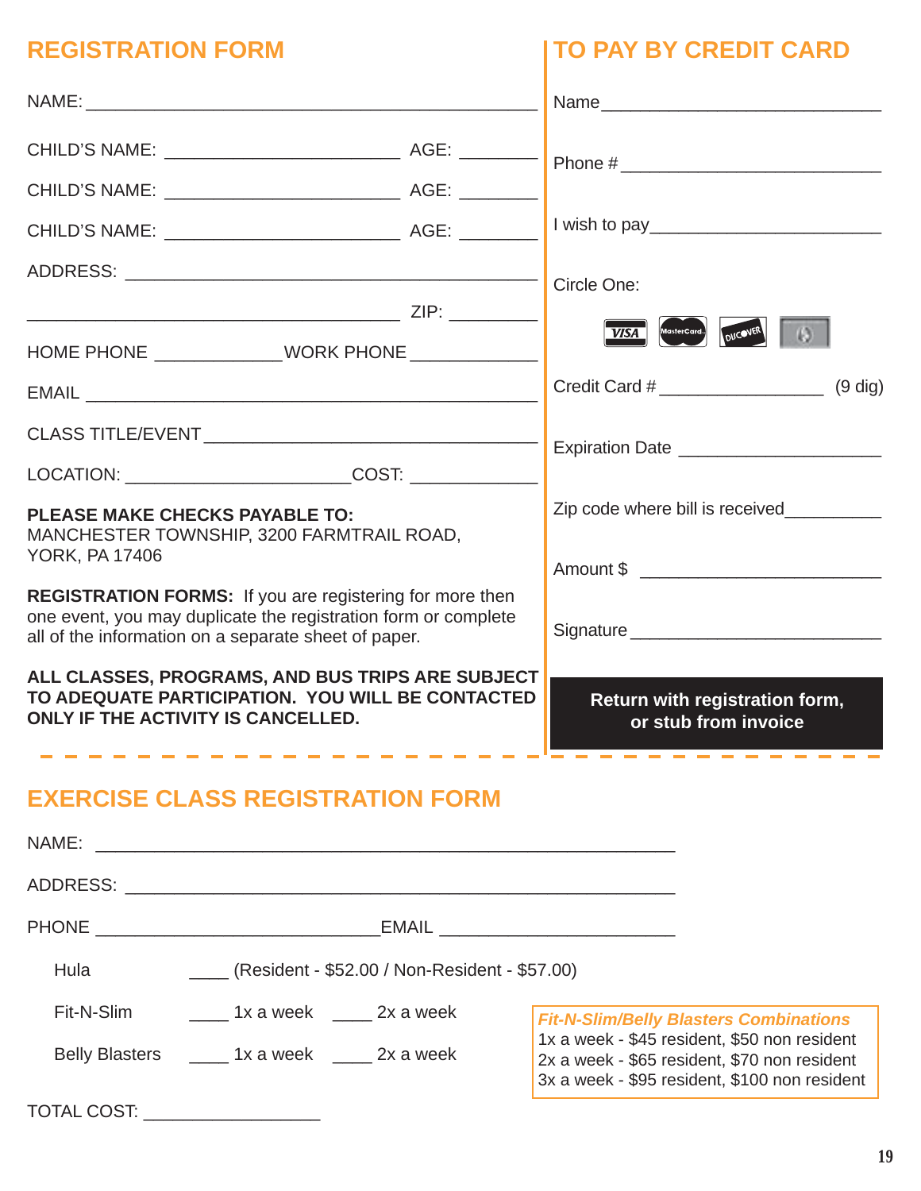## REGISTRATION FORM

NAME: ____________________________________________

CHILD'S NAME: ______________________ AGE: ________

CHILD'S NAME: ______________________ AGE: ________

CHILD'S NAME: ______________________ AGE: ________

ADDRESS: _________________________________________

______________________________________ ZIP: ________

HOME PHONE ____________ WORK PHONE ____________

EMAIL ____________________________________________

CLASS TITLE/EVENT _________________________________

LOCATION: _____________________ COST: ____________

**PLEASE MAKE CHECKS PAYABLE TO:**
MANCHESTER TOWNSHIP, 3200 FARMTRAIL ROAD, YORK, PA 17406

**REGISTRATION FORMS:** If you are registering for more then one event, you may duplicate the registration form or complete all of the information on a separate sheet of paper.

**ALL CLASSES, PROGRAMS, AND BUS TRIPS ARE SUBJECT TO ADEQUATE PARTICIPATION. YOU WILL BE CONTACTED ONLY IF THE ACTIVITY IS CANCELLED.**

## TO PAY BY CREDIT CARD

Name _____________________________

Phone # ___________________________

I wish to pay ______________________

Circle One:

VISA MasterCard DISCOVER

Credit Card # ________________ (9 dig)

Expiration Date ____________________

Zip code where bill is received _________

Amount $ _________________________

Signature _________________________

**Return with registration form, or stub from invoice**

## EXERCISE CLASS REGISTRATION FORM

NAME: _______________________________________________________

ADDRESS: _____________________________________________________

PHONE ___________________________ EMAIL _____________________

Hula ____ (Resident - $52.00 / Non-Resident - $57.00)

Fit-N-Slim ____ 1x a week ____ 2x a week

Belly Blasters ____ 1x a week ____ 2x a week

***Fit-N-Slim/Belly Blasters Combinations***
1x a week - $45 resident, $50 non resident
2x a week - $65 resident, $70 non resident
3x a week - $95 resident, $100 non resident

TOTAL COST: _______________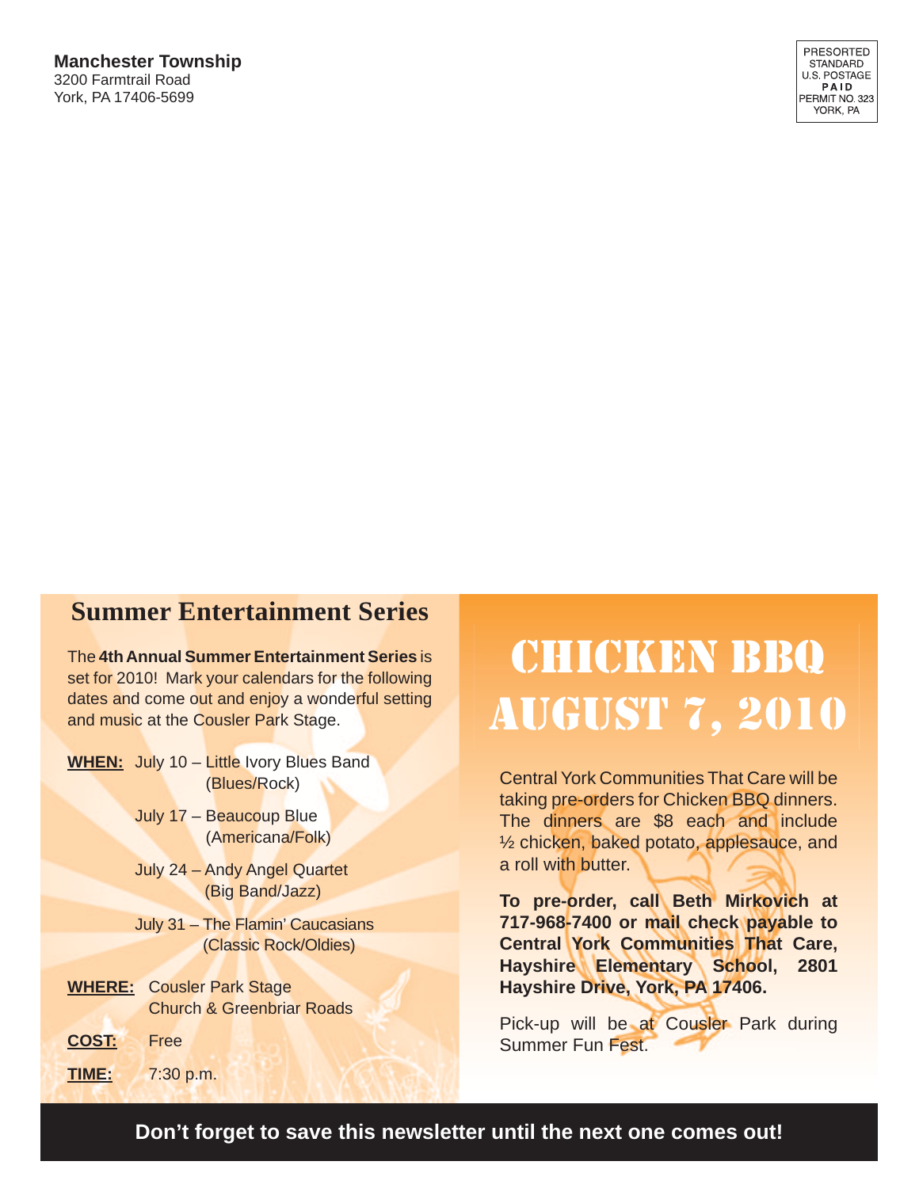**Manchester Township**
3200 Farmtrail Road
York, PA 17406-5699

PRESORTED
STANDARD
U.S. POSTAGE
PAID
PERMIT NO. 323
YORK, PA

## Summer Entertainment Series

The **4th Annual Summer Entertainment Series** is set for 2010! Mark your calendars for the following dates and come out and enjoy a wonderful setting and music at the Cousler Park Stage.

**WHEN:** July 10 – Little Ivory Blues Band (Blues/Rock)

July 17 – Beaucoup Blue (Americana/Folk)

July 24 – Andy Angel Quartet (Big Band/Jazz)

July 31 – The Flamin' Caucasians (Classic Rock/Oldies)

**WHERE:** Cousler Park Stage
Church & Greenbriar Roads

**COST:** Free

**TIME:** 7:30 p.m.

## CHICKEN BBQ AUGUST 7, 2010

Central York Communities That Care will be taking pre-orders for Chicken BBQ dinners. The dinners are $8 each and include ½ chicken, baked potato, applesauce, and a roll with butter.

**To pre-order, call Beth Mirkovich at 717-968-7400 or mail check payable to Central York Communities That Care, Hayshire Elementary School, 2801 Hayshire Drive, York, PA 17406.**

Pick-up will be at Cousler Park during Summer Fun Fest.

**Don't forget to save this newsletter until the next one comes out!**